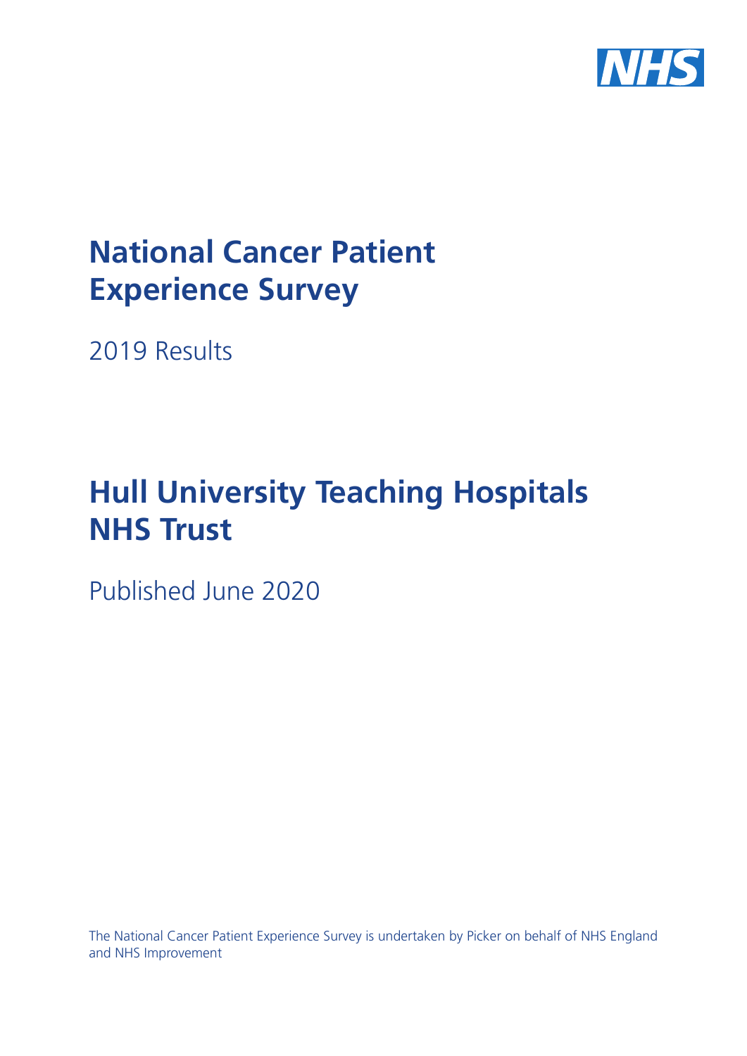# National Cancer Patient Experience Survey

2019 Results

# Hull University Teaching Hospitals NHS Trust

Published June 2020

The National Cancer Patient Experience Survey is undertaken by Picker on behalf of NHS England and NHS Improvement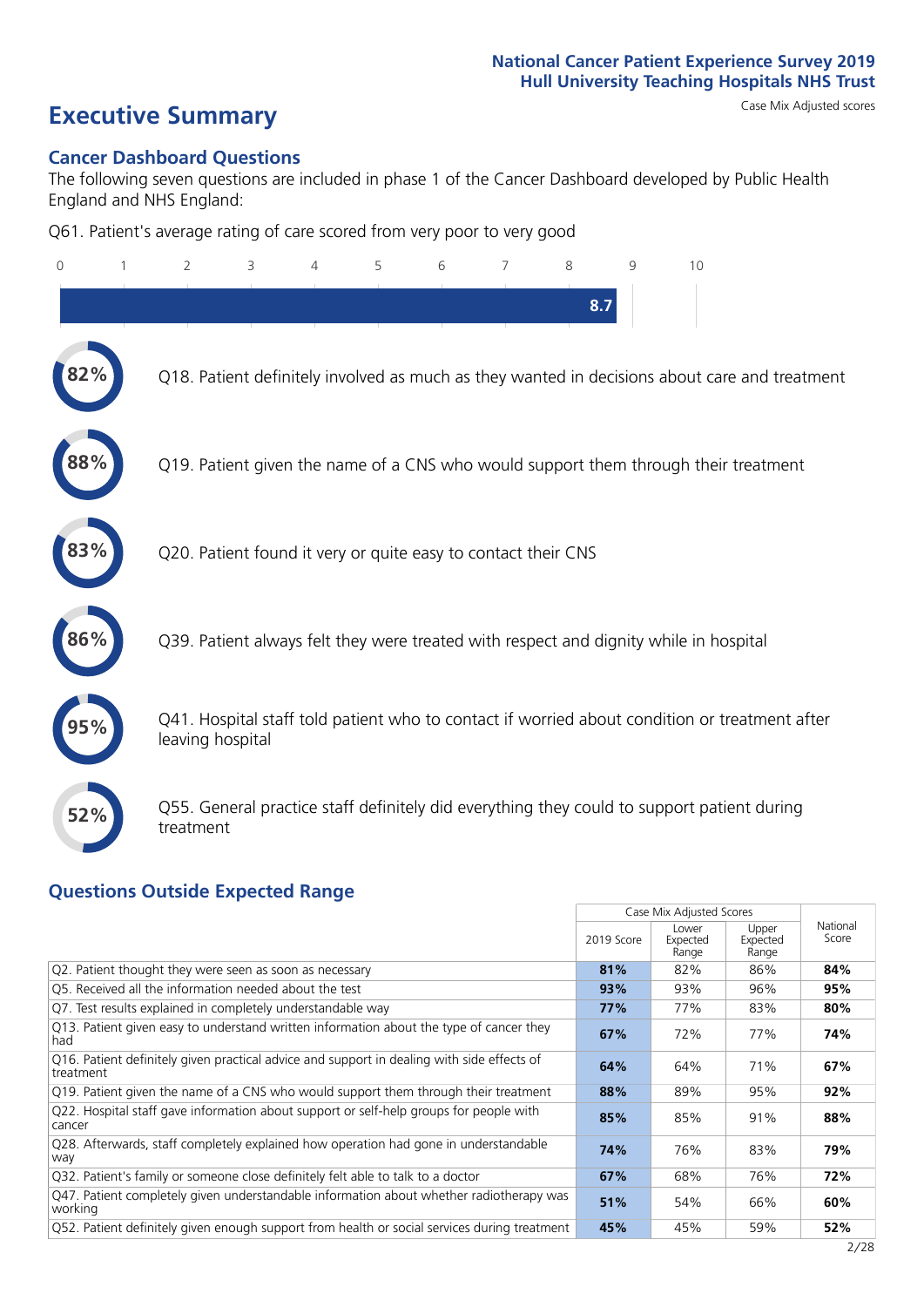National Cancer Patient Experience Survey 2019
Hull University Teaching Hospitals NHS Trust

# Executive Summary

Case Mix Adjusted scores

## Cancer Dashboard Questions

The following seven questions are included in phase 1 of the Cancer Dashboard developed by Public Health England and NHS England:

Q61. Patient's average rating of care scored from very poor to very good

8.7

82% Q18. Patient definitely involved as much as they wanted in decisions about care and treatment

88% Q19. Patient given the name of a CNS who would support them through their treatment

83% Q20. Patient found it very or quite easy to contact their CNS

86% Q39. Patient always felt they were treated with respect and dignity while in hospital

95% Q41. Hospital staff told patient who to contact if worried about condition or treatment after leaving hospital

52% Q55. General practice staff definitely did everything they could to support patient during treatment

## Questions Outside Expected Range

| | Case Mix Adjusted Scores | | | |
|---|---|---|---|---|
| | 2019 Score | Lower Expected Range | Upper Expected Range | National Score |
| Q2. Patient thought they were seen as soon as necessary | **81%** | 82% | 86% | **84%** |
| Q5. Received all the information needed about the test | **93%** | 93% | 96% | **95%** |
| Q7. Test results explained in completely understandable way | **77%** | 77% | 83% | **80%** |
| Q13. Patient given easy to understand written information about the type of cancer they had | **67%** | 72% | 77% | **74%** |
| Q16. Patient definitely given practical advice and support in dealing with side effects of treatment | **64%** | 64% | 71% | **67%** |
| Q19. Patient given the name of a CNS who would support them through their treatment | **88%** | 89% | 95% | **92%** |
| Q22. Hospital staff gave information about support or self-help groups for people with cancer | **85%** | 85% | 91% | **88%** |
| Q28. Afterwards, staff completely explained how operation had gone in understandable way | **74%** | 76% | 83% | **79%** |
| Q32. Patient's family or someone close definitely felt able to talk to a doctor | **67%** | 68% | 76% | **72%** |
| Q47. Patient completely given understandable information about whether radiotherapy was working | **51%** | 54% | 66% | **60%** |
| Q52. Patient definitely given enough support from health or social services during treatment | **45%** | 45% | 59% | **52%** |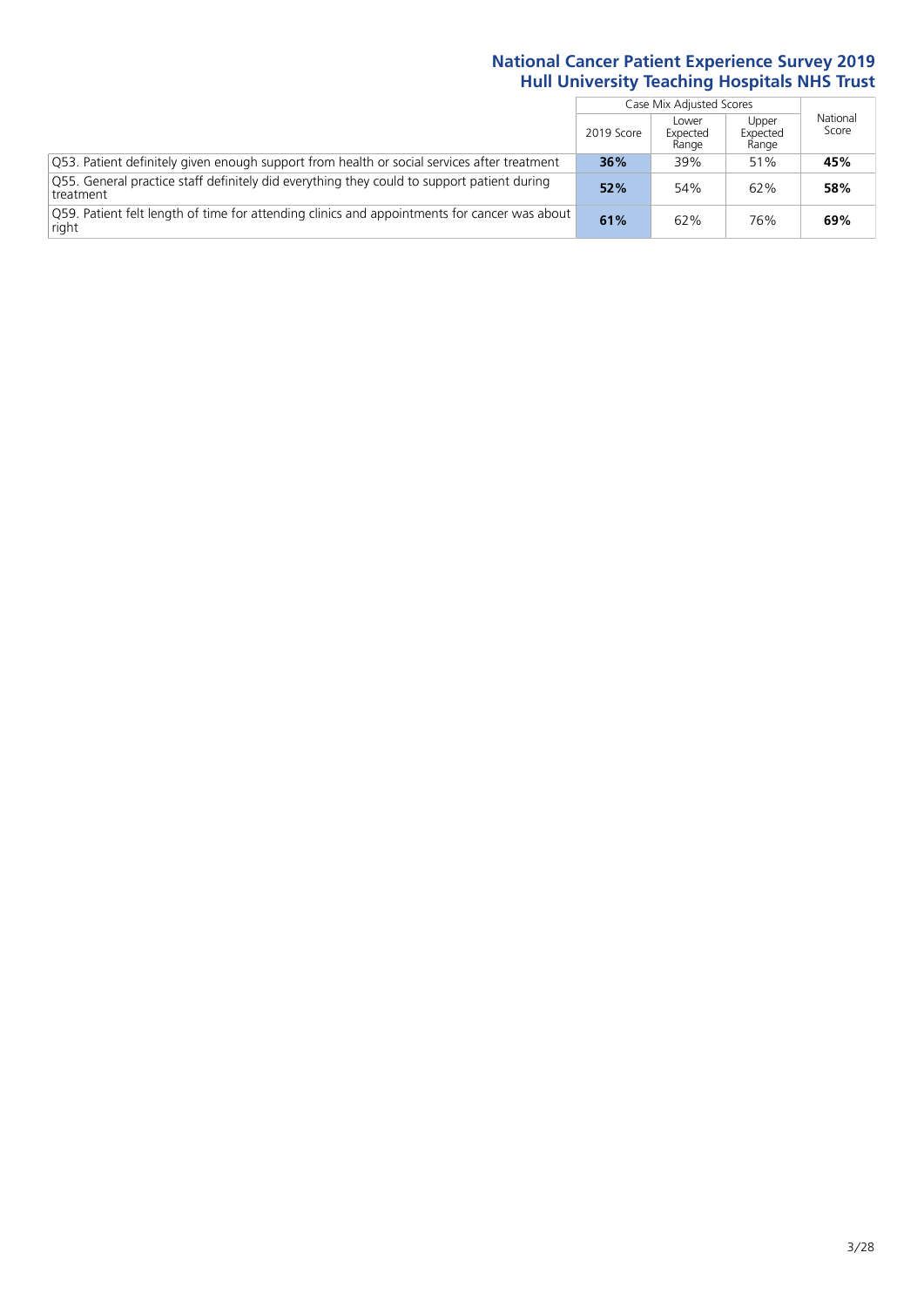| | Case Mix Adjusted Scores | | | National Score |
|---|---|---|---|---|
| | 2019 Score | Lower Expected Range | Upper Expected Range | |
| Q53. Patient definitely given enough support from health or social services after treatment | **36%** | 39% | 51% | **45%** |
| Q55. General practice staff definitely did everything they could to support patient during treatment | **52%** | 54% | 62% | **58%** |
| Q59. Patient felt length of time for attending clinics and appointments for cancer was about right | **61%** | 62% | 76% | **69%** |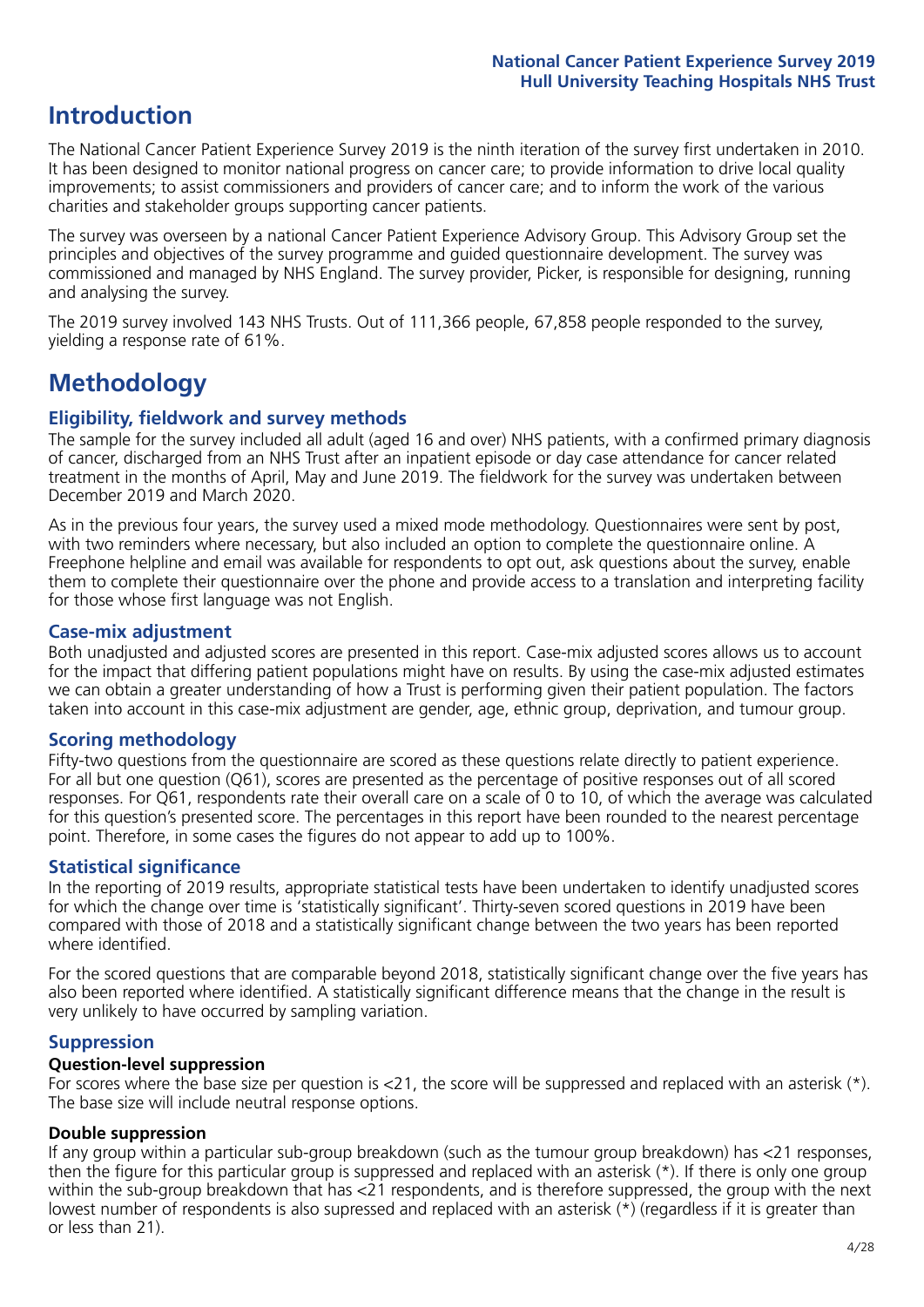# Introduction

The National Cancer Patient Experience Survey 2019 is the ninth iteration of the survey first undertaken in 2010. It has been designed to monitor national progress on cancer care; to provide information to drive local quality improvements; to assist commissioners and providers of cancer care; and to inform the work of the various charities and stakeholder groups supporting cancer patients.

The survey was overseen by a national Cancer Patient Experience Advisory Group. This Advisory Group set the principles and objectives of the survey programme and guided questionnaire development. The survey was commissioned and managed by NHS England. The survey provider, Picker, is responsible for designing, running and analysing the survey.

The 2019 survey involved 143 NHS Trusts. Out of 111,366 people, 67,858 people responded to the survey, yielding a response rate of 61%.

# Methodology

### Eligibility, fieldwork and survey methods

The sample for the survey included all adult (aged 16 and over) NHS patients, with a confirmed primary diagnosis of cancer, discharged from an NHS Trust after an inpatient episode or day case attendance for cancer related treatment in the months of April, May and June 2019. The fieldwork for the survey was undertaken between December 2019 and March 2020.

As in the previous four years, the survey used a mixed mode methodology. Questionnaires were sent by post, with two reminders where necessary, but also included an option to complete the questionnaire online. A Freephone helpline and email was available for respondents to opt out, ask questions about the survey, enable them to complete their questionnaire over the phone and provide access to a translation and interpreting facility for those whose first language was not English.

### Case-mix adjustment

Both unadjusted and adjusted scores are presented in this report. Case-mix adjusted scores allows us to account for the impact that differing patient populations might have on results. By using the case-mix adjusted estimates we can obtain a greater understanding of how a Trust is performing given their patient population. The factors taken into account in this case-mix adjustment are gender, age, ethnic group, deprivation, and tumour group.

### Scoring methodology

Fifty-two questions from the questionnaire are scored as these questions relate directly to patient experience. For all but one question (Q61), scores are presented as the percentage of positive responses out of all scored responses. For Q61, respondents rate their overall care on a scale of 0 to 10, of which the average was calculated for this question's presented score. The percentages in this report have been rounded to the nearest percentage point. Therefore, in some cases the figures do not appear to add up to 100%.

### Statistical significance

In the reporting of 2019 results, appropriate statistical tests have been undertaken to identify unadjusted scores for which the change over time is 'statistically significant'. Thirty-seven scored questions in 2019 have been compared with those of 2018 and a statistically significant change between the two years has been reported where identified.

For the scored questions that are comparable beyond 2018, statistically significant change over the five years has also been reported where identified. A statistically significant difference means that the change in the result is very unlikely to have occurred by sampling variation.

### Suppression

**Question-level suppression**

For scores where the base size per question is <21, the score will be suppressed and replaced with an asterisk (*). The base size will include neutral response options.

**Double suppression**

If any group within a particular sub-group breakdown (such as the tumour group breakdown) has <21 responses, then the figure for this particular group is suppressed and replaced with an asterisk (*). If there is only one group within the sub-group breakdown that has <21 respondents, and is therefore suppressed, the group with the next lowest number of respondents is also supressed and replaced with an asterisk (*) (regardless if it is greater than or less than 21).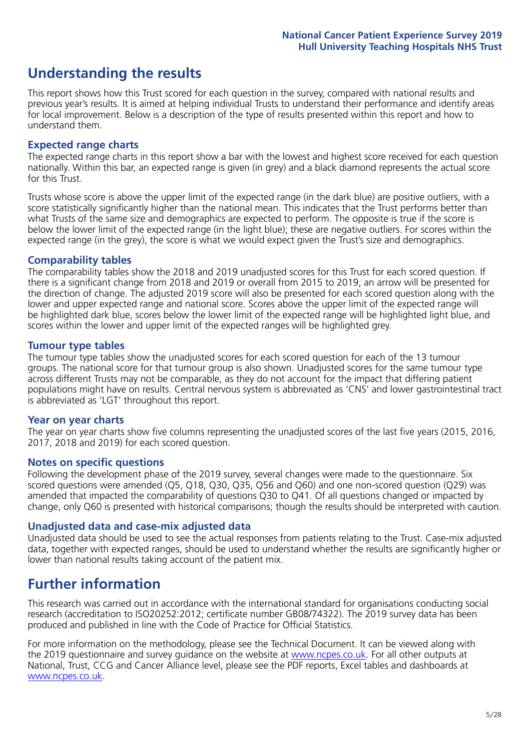# Understanding the results

This report shows how this Trust scored for each question in the survey, compared with national results and previous year's results. It is aimed at helping individual Trusts to understand their performance and identify areas for local improvement. Below is a description of the type of results presented within this report and how to understand them.

## Expected range charts

The expected range charts in this report show a bar with the lowest and highest score received for each question nationally. Within this bar, an expected range is given (in grey) and a black diamond represents the actual score for this Trust.

Trusts whose score is above the upper limit of the expected range (in the dark blue) are positive outliers, with a score statistically significantly higher than the national mean. This indicates that the Trust performs better than what Trusts of the same size and demographics are expected to perform. The opposite is true if the score is below the lower limit of the expected range (in the light blue); these are negative outliers. For scores within the expected range (in the grey), the score is what we would expect given the Trust's size and demographics.

## Comparability tables

The comparability tables show the 2018 and 2019 unadjusted scores for this Trust for each scored question. If there is a significant change from 2018 and 2019 or overall from 2015 to 2019, an arrow will be presented for the direction of change. The adjusted 2019 score will also be presented for each scored question along with the lower and upper expected range and national score. Scores above the upper limit of the expected range will be highlighted dark blue, scores below the lower limit of the expected range will be highlighted light blue, and scores within the lower and upper limit of the expected ranges will be highlighted grey.

## Tumour type tables

The tumour type tables show the unadjusted scores for each scored question for each of the 13 tumour groups. The national score for that tumour group is also shown. Unadjusted scores for the same tumour type across different Trusts may not be comparable, as they do not account for the impact that differing patient populations might have on results. Central nervous system is abbreviated as 'CNS' and lower gastrointestinal tract is abbreviated as 'LGT' throughout this report.

## Year on year charts

The year on year charts show five columns representing the unadjusted scores of the last five years (2015, 2016, 2017, 2018 and 2019) for each scored question.

## Notes on specific questions

Following the development phase of the 2019 survey, several changes were made to the questionnaire. Six scored questions were amended (Q5, Q18, Q30, Q35, Q56 and Q60) and one non-scored question (Q29) was amended that impacted the comparability of questions Q30 to Q41. Of all questions changed or impacted by change, only Q60 is presented with historical comparisons; though the results should be interpreted with caution.

## Unadjusted data and case-mix adjusted data

Unadjusted data should be used to see the actual responses from patients relating to the Trust. Case-mix adjusted data, together with expected ranges, should be used to understand whether the results are significantly higher or lower than national results taking account of the patient mix.

# Further information

This research was carried out in accordance with the international standard for organisations conducting social research (accreditation to ISO20252:2012; certificate number GB08/74322). The 2019 survey data has been produced and published in line with the Code of Practice for Official Statistics.

For more information on the methodology, please see the Technical Document. It can be viewed along with the 2019 questionnaire and survey guidance on the website at www.ncpes.co.uk. For all other outputs at National, Trust, CCG and Cancer Alliance level, please see the PDF reports, Excel tables and dashboards at www.ncpes.co.uk.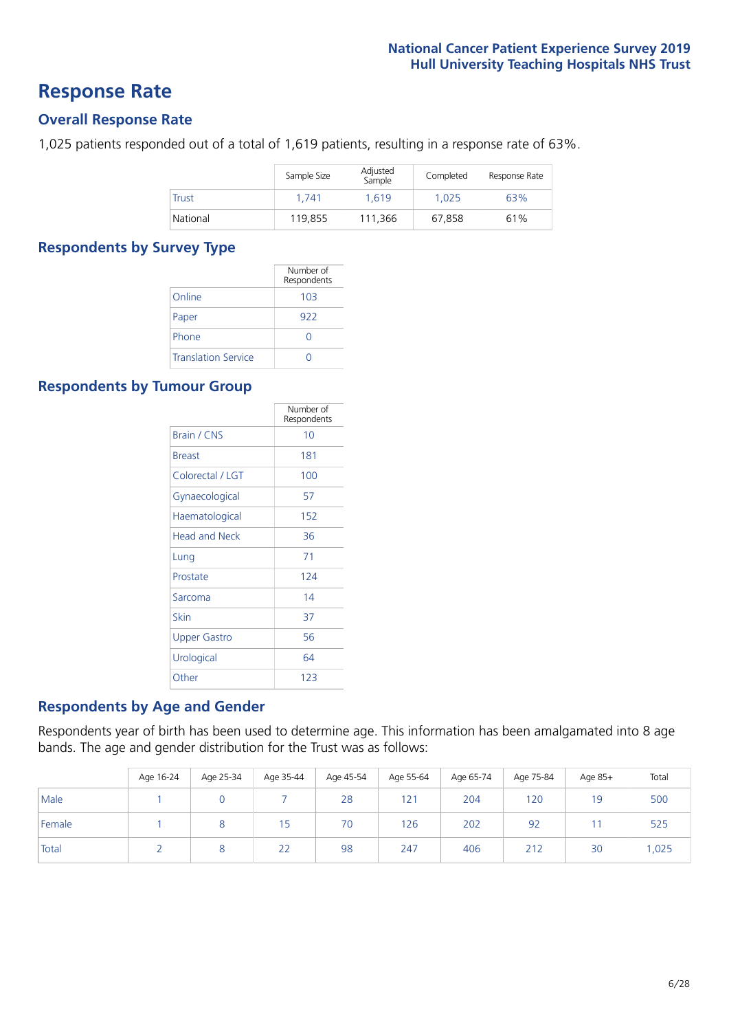# Response Rate

## Overall Response Rate

1,025 patients responded out of a total of 1,619 patients, resulting in a response rate of 63%.

| | Sample Size | Adjusted Sample | Completed | Response Rate |
|---|---|---|---|---|
| Trust | 1,741 | 1,619 | 1,025 | 63% |
| National | 119,855 | 111,366 | 67,858 | 61% |

## Respondents by Survey Type

| | Number of Respondents |
|---|---|
| Online | 103 |
| Paper | 922 |
| Phone | 0 |
| Translation Service | 0 |

## Respondents by Tumour Group

| | Number of Respondents |
|---|---|
| Brain / CNS | 10 |
| Breast | 181 |
| Colorectal / LGT | 100 |
| Gynaecological | 57 |
| Haematological | 152 |
| Head and Neck | 36 |
| Lung | 71 |
| Prostate | 124 |
| Sarcoma | 14 |
| Skin | 37 |
| Upper Gastro | 56 |
| Urological | 64 |
| Other | 123 |

## Respondents by Age and Gender

Respondents year of birth has been used to determine age. This information has been amalgamated into 8 age bands. The age and gender distribution for the Trust was as follows:

| | Age 16-24 | Age 25-34 | Age 35-44 | Age 45-54 | Age 55-64 | Age 65-74 | Age 75-84 | Age 85+ | Total |
|---|---|---|---|---|---|---|---|---|---|
| Male | 1 | 0 | 7 | 28 | 121 | 204 | 120 | 19 | 500 |
| Female | 1 | 8 | 15 | 70 | 126 | 202 | 92 | 11 | 525 |
| Total | 2 | 8 | 22 | 98 | 247 | 406 | 212 | 30 | 1,025 |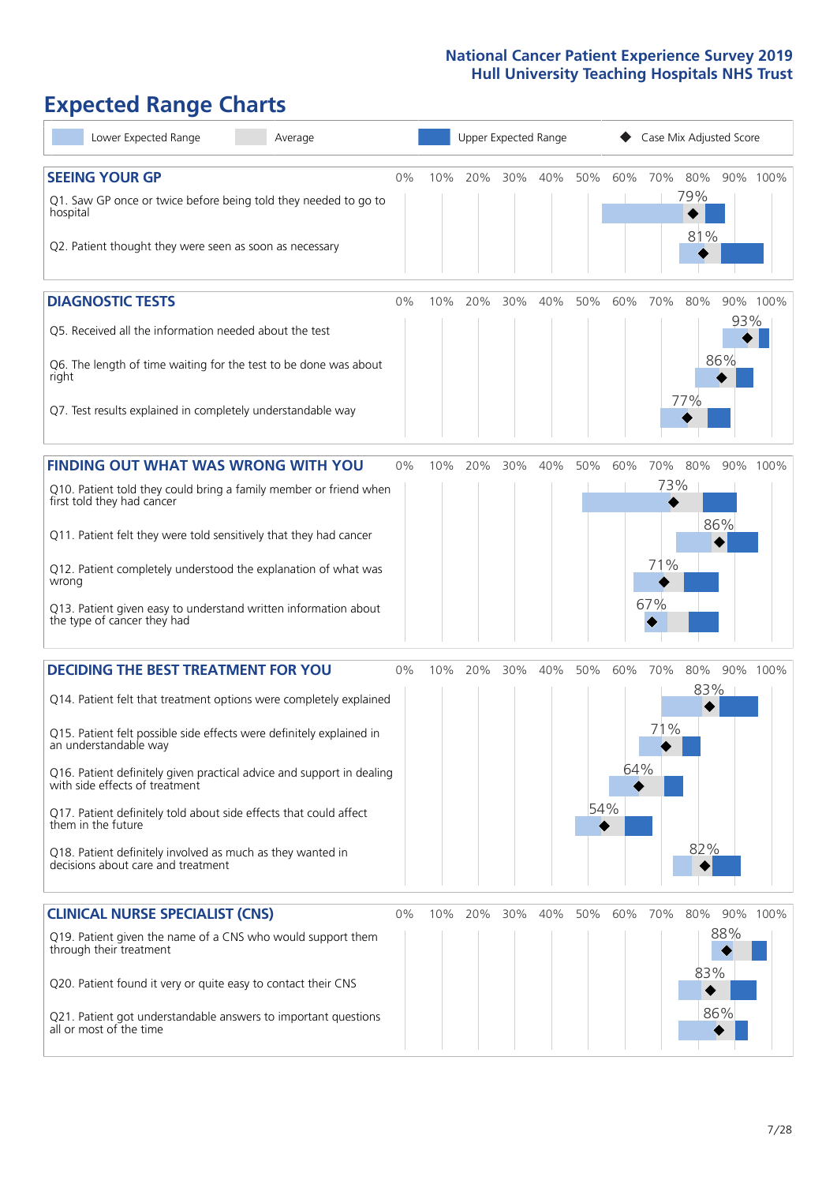# Expected Range Charts

Lower Expected Range | Average | Upper Expected Range | Case Mix Adjusted Score

## SEEING YOUR GP

| Question | Case Mix Adjusted Score |
|---|---|
| Q1. Saw GP once or twice before being told they needed to go to hospital | 79% |
| Q2. Patient thought they were seen as soon as necessary | 81% |

## DIAGNOSTIC TESTS

| Question | Case Mix Adjusted Score |
|---|---|
| Q5. Received all the information needed about the test | 93% |
| Q6. The length of time waiting for the test to be done was about right | 86% |
| Q7. Test results explained in completely understandable way | 77% |

## FINDING OUT WHAT WAS WRONG WITH YOU

| Question | Case Mix Adjusted Score |
|---|---|
| Q10. Patient told they could bring a family member or friend when first told they had cancer | 73% |
| Q11. Patient felt they were told sensitively that they had cancer | 86% |
| Q12. Patient completely understood the explanation of what was wrong | 71% |
| Q13. Patient given easy to understand written information about the type of cancer they had | 67% |

## DECIDING THE BEST TREATMENT FOR YOU

| Question | Case Mix Adjusted Score |
|---|---|
| Q14. Patient felt that treatment options were completely explained | 83% |
| Q15. Patient felt possible side effects were definitely explained in an understandable way | 71% |
| Q16. Patient definitely given practical advice and support in dealing with side effects of treatment | 64% |
| Q17. Patient definitely told about side effects that could affect them in the future | 54% |
| Q18. Patient definitely involved as much as they wanted in decisions about care and treatment | 82% |

## CLINICAL NURSE SPECIALIST (CNS)

| Question | Case Mix Adjusted Score |
|---|---|
| Q19. Patient given the name of a CNS who would support them through their treatment | 88% |
| Q20. Patient found it very or quite easy to contact their CNS | 83% |
| Q21. Patient got understandable answers to important questions all or most of the time | 86% |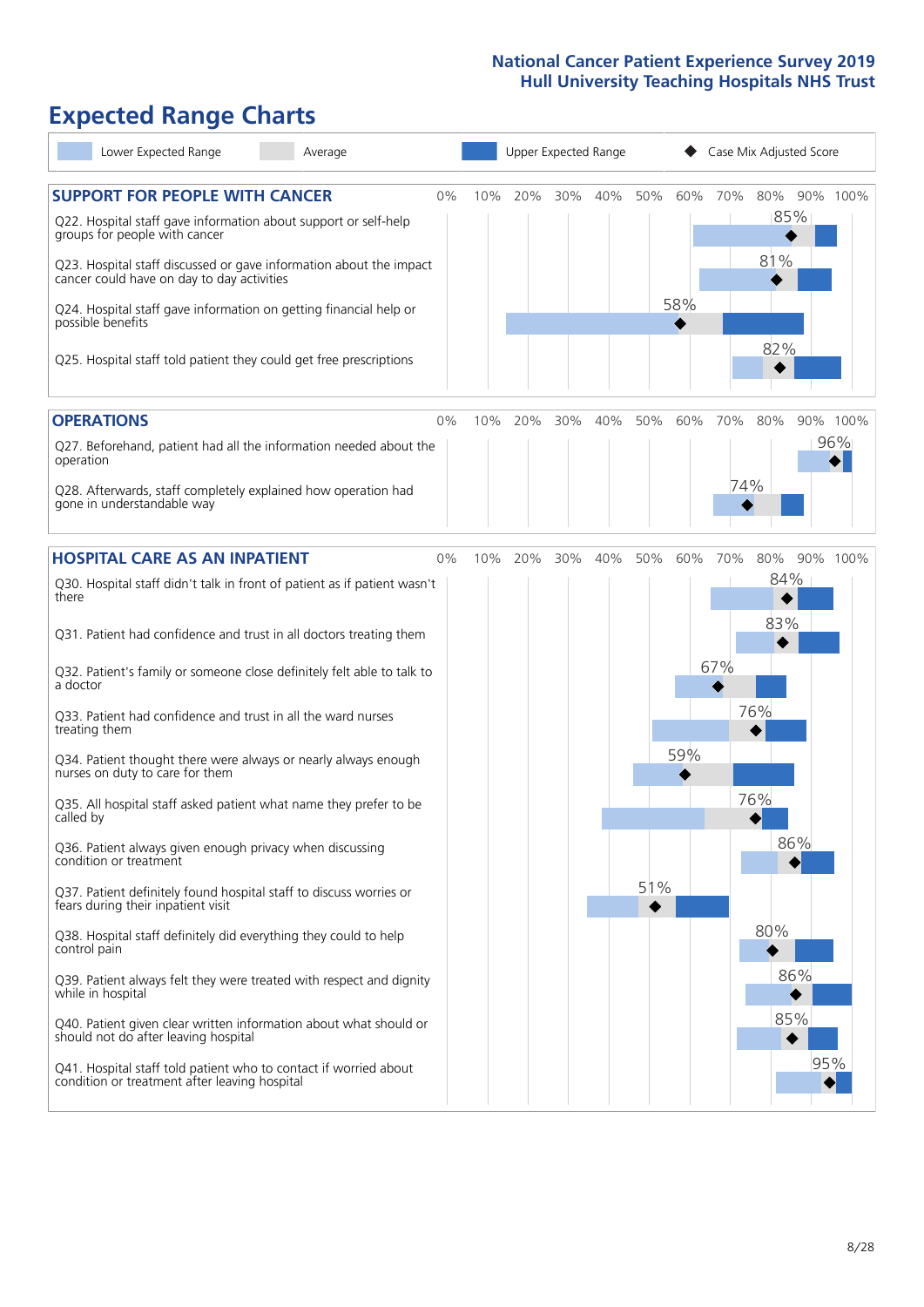# Expected Range Charts

Legend: Lower Expected Range | Average | Upper Expected Range | ◆ Case Mix Adjusted Score

## SUPPORT FOR PEOPLE WITH CANCER

| Question | Case Mix Adjusted Score |
|---|---|
| Q22. Hospital staff gave information about support or self-help groups for people with cancer | 85% |
| Q23. Hospital staff discussed or gave information about the impact cancer could have on day to day activities | 81% |
| Q24. Hospital staff gave information on getting financial help or possible benefits | 58% |
| Q25. Hospital staff told patient they could get free prescriptions | 82% |

## OPERATIONS

| Question | Case Mix Adjusted Score |
|---|---|
| Q27. Beforehand, patient had all the information needed about the operation | 96% |
| Q28. Afterwards, staff completely explained how operation had gone in understandable way | 74% |

## HOSPITAL CARE AS AN INPATIENT

| Question | Case Mix Adjusted Score |
|---|---|
| Q30. Hospital staff didn't talk in front of patient as if patient wasn't there | 84% |
| Q31. Patient had confidence and trust in all doctors treating them | 83% |
| Q32. Patient's family or someone close definitely felt able to talk to a doctor | 67% |
| Q33. Patient had confidence and trust in all the ward nurses treating them | 76% |
| Q34. Patient thought there were always or nearly always enough nurses on duty to care for them | 59% |
| Q35. All hospital staff asked patient what name they prefer to be called by | 76% |
| Q36. Patient always given enough privacy when discussing condition or treatment | 86% |
| Q37. Patient definitely found hospital staff to discuss worries or fears during their inpatient visit | 51% |
| Q38. Hospital staff definitely did everything they could to help control pain | 80% |
| Q39. Patient always felt they were treated with respect and dignity while in hospital | 86% |
| Q40. Patient given clear written information about what should or should not do after leaving hospital | 85% |
| Q41. Hospital staff told patient who to contact if worried about condition or treatment after leaving hospital | 95% |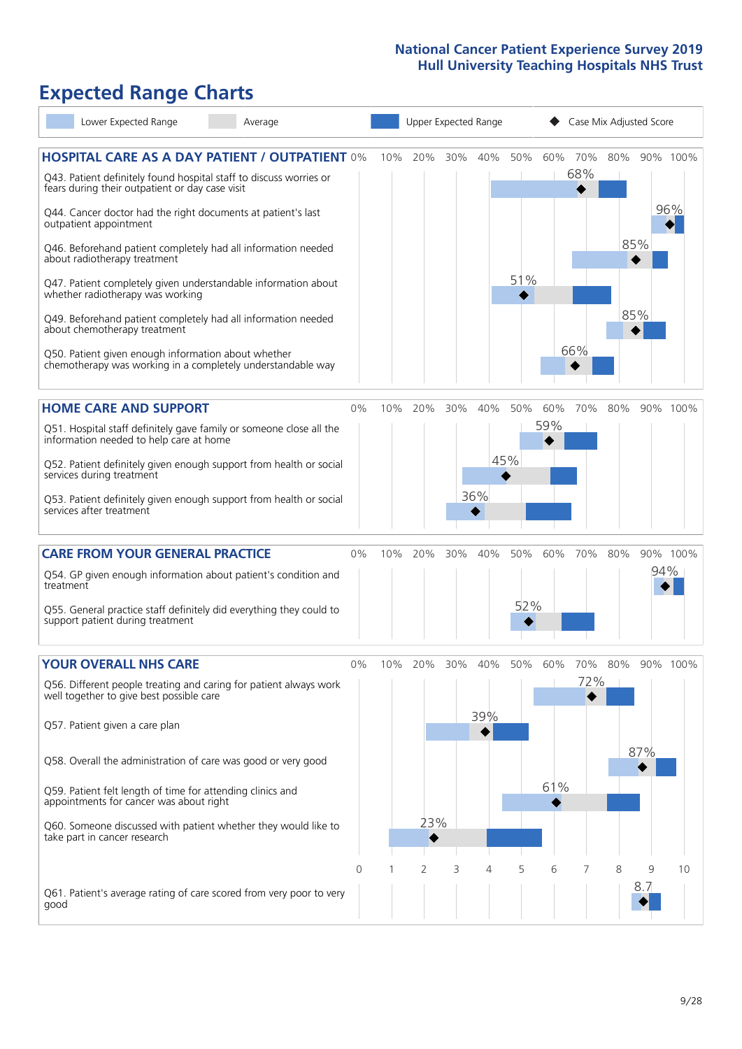# Expected Range Charts

Lower Expected Range | Average | Upper Expected Range | ◆ Case Mix Adjusted Score

## HOSPITAL CARE AS A DAY PATIENT / OUTPATIENT

| Question | Case Mix Adjusted Score |
|---|---|
| Q43. Patient definitely found hospital staff to discuss worries or fears during their outpatient or day case visit | 68% |
| Q44. Cancer doctor had the right documents at patient's last outpatient appointment | 96% |
| Q46. Beforehand patient completely had all information needed about radiotherapy treatment | 85% |
| Q47. Patient completely given understandable information about whether radiotherapy was working | 51% |
| Q49. Beforehand patient completely had all information needed about chemotherapy treatment | 85% |
| Q50. Patient given enough information about whether chemotherapy was working in a completely understandable way | 66% |

## HOME CARE AND SUPPORT

| Question | Case Mix Adjusted Score |
|---|---|
| Q51. Hospital staff definitely gave family or someone close all the information needed to help care at home | 59% |
| Q52. Patient definitely given enough support from health or social services during treatment | 45% |
| Q53. Patient definitely given enough support from health or social services after treatment | 36% |

## CARE FROM YOUR GENERAL PRACTICE

| Question | Case Mix Adjusted Score |
|---|---|
| Q54. GP given enough information about patient's condition and treatment | 94% |
| Q55. General practice staff definitely did everything they could to support patient during treatment | 52% |

## YOUR OVERALL NHS CARE

| Question | Case Mix Adjusted Score |
|---|---|
| Q56. Different people treating and caring for patient always work well together to give best possible care | 72% |
| Q57. Patient given a care plan | 39% |
| Q58. Overall the administration of care was good or very good | 87% |
| Q59. Patient felt length of time for attending clinics and appointments for cancer was about right | 61% |
| Q60. Someone discussed with patient whether they would like to take part in cancer research | 23% |
| Q61. Patient's average rating of care scored from very poor to very good | 8.7 |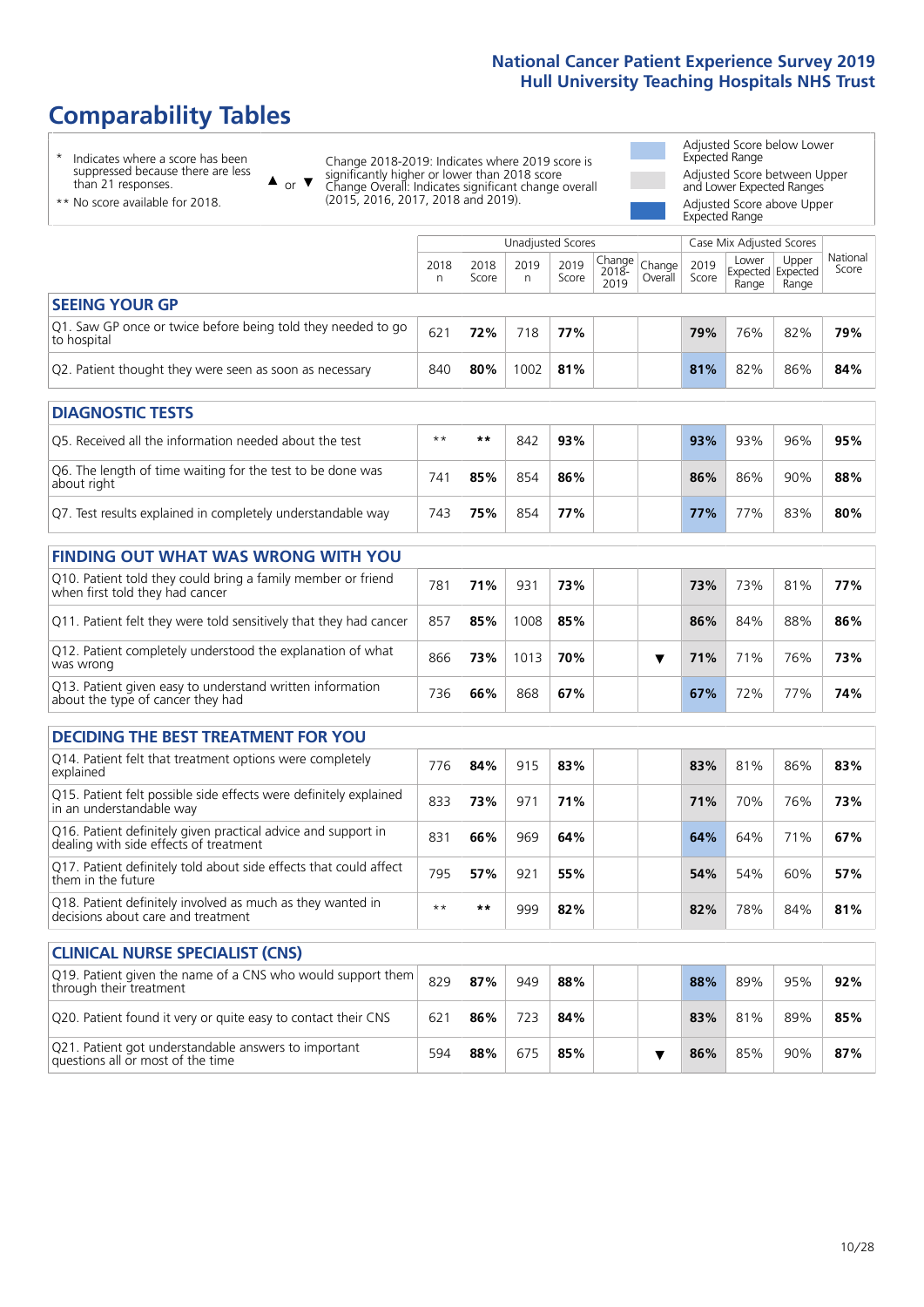# Comparability Tables

\* Indicates where a score has been suppressed because there are less than 21 responses.

** No score available for 2018.

▲ or ▼ Change 2018-2019: Indicates where 2019 score is significantly higher or lower than 2018 score. Change Overall: Indicates significant change overall (2015, 2016, 2017, 2018 and 2019).

Adjusted Score below Lower Expected Range

Adjusted Score between Upper and Lower Expected Ranges

Adjusted Score above Upper Expected Range

| | Unadjusted Scores | | | | | | Case Mix Adjusted Scores | | | |
|---|---|---|---|---|---|---|---|---|---|---|
| | 2018 n | 2018 Score | 2019 n | 2019 Score | Change 2018-2019 | Change Overall | 2019 Score | Lower Expected Range | Upper Expected Range | National Score |
| **SEEING YOUR GP** | | | | | | | | | | |
| Q1. Saw GP once or twice before being told they needed to go to hospital | 621 | **72%** | 718 | **77%** | | | **79%** | 76% | 82% | **79%** |
| Q2. Patient thought they were seen as soon as necessary | 840 | **80%** | 1002 | **81%** | | | **81%** | 82% | 86% | **84%** |
| **DIAGNOSTIC TESTS** | | | | | | | | | | |
| Q5. Received all the information needed about the test | ** | ** | 842 | **93%** | | | **93%** | 93% | 96% | **95%** |
| Q6. The length of time waiting for the test to be done was about right | 741 | **85%** | 854 | **86%** | | | **86%** | 86% | 90% | **88%** |
| Q7. Test results explained in completely understandable way | 743 | **75%** | 854 | **77%** | | | **77%** | 77% | 83% | **80%** |
| **FINDING OUT WHAT WAS WRONG WITH YOU** | | | | | | | | | | |
| Q10. Patient told they could bring a family member or friend when first told they had cancer | 781 | **71%** | 931 | **73%** | | | **73%** | 73% | 81% | **77%** |
| Q11. Patient felt they were told sensitively that they had cancer | 857 | **85%** | 1008 | **85%** | | | **86%** | 84% | 88% | **86%** |
| Q12. Patient completely understood the explanation of what was wrong | 866 | **73%** | 1013 | **70%** | | ▼ | **71%** | 71% | 76% | **73%** |
| Q13. Patient given easy to understand written information about the type of cancer they had | 736 | **66%** | 868 | **67%** | | | **67%** | 72% | 77% | **74%** |
| **DECIDING THE BEST TREATMENT FOR YOU** | | | | | | | | | | |
| Q14. Patient felt that treatment options were completely explained | 776 | **84%** | 915 | **83%** | | | **83%** | 81% | 86% | **83%** |
| Q15. Patient felt possible side effects were definitely explained in an understandable way | 833 | **73%** | 971 | **71%** | | | **71%** | 70% | 76% | **73%** |
| Q16. Patient definitely given practical advice and support in dealing with side effects of treatment | 831 | **66%** | 969 | **64%** | | | **64%** | 64% | 71% | **67%** |
| Q17. Patient definitely told about side effects that could affect them in the future | 795 | **57%** | 921 | **55%** | | | **54%** | 54% | 60% | **57%** |
| Q18. Patient definitely involved as much as they wanted in decisions about care and treatment | ** | ** | 999 | **82%** | | | **82%** | 78% | 84% | **81%** |
| **CLINICAL NURSE SPECIALIST (CNS)** | | | | | | | | | | |
| Q19. Patient given the name of a CNS who would support them through their treatment | 829 | **87%** | 949 | **88%** | | | **88%** | 89% | 95% | **92%** |
| Q20. Patient found it very or quite easy to contact their CNS | 621 | **86%** | 723 | **84%** | | | **83%** | 81% | 89% | **85%** |
| Q21. Patient got understandable answers to important questions all or most of the time | 594 | **88%** | 675 | **85%** | | ▼ | **86%** | 85% | 90% | **87%** |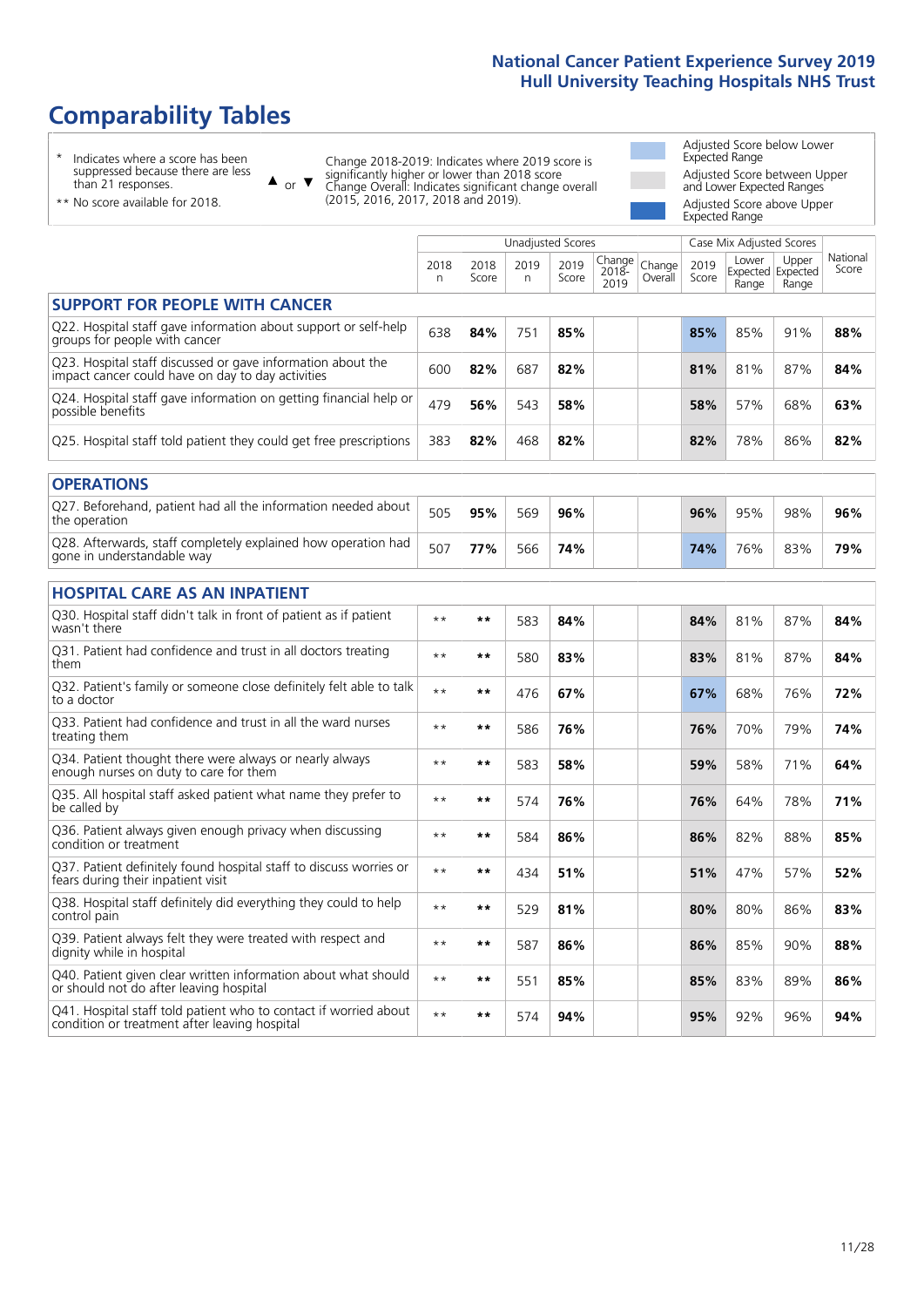# Comparability Tables

- \* Indicates where a score has been suppressed because there are less than 21 responses.
- \*\* No score available for 2018.

▲ or ▼ Change 2018-2019: Indicates where 2019 score is significantly higher or lower than 2018 score. Change Overall: Indicates significant change overall (2015, 2016, 2017, 2018 and 2019).

- Adjusted Score below Lower Expected Range
- Adjusted Score between Upper and Lower Expected Ranges
- Adjusted Score above Upper Expected Range

| | Unadjusted Scores | | | | | | Case Mix Adjusted Scores | | | |
|---|---|---|---|---|---|---|---|---|---|---|
| | 2018 n | 2018 Score | 2019 n | 2019 Score | Change 2018-2019 | Change Overall | 2019 Score | Lower Expected Range | Upper Expected Range | National Score |
| **SUPPORT FOR PEOPLE WITH CANCER** | | | | | | | | | | |
| Q22. Hospital staff gave information about support or self-help groups for people with cancer | 638 | **84%** | 751 | **85%** | | | **85%** | 85% | 91% | **88%** |
| Q23. Hospital staff discussed or gave information about the impact cancer could have on day to day activities | 600 | **82%** | 687 | **82%** | | | **81%** | 81% | 87% | **84%** |
| Q24. Hospital staff gave information on getting financial help or possible benefits | 479 | **56%** | 543 | **58%** | | | **58%** | 57% | 68% | **63%** |
| Q25. Hospital staff told patient they could get free prescriptions | 383 | **82%** | 468 | **82%** | | | **82%** | 78% | 86% | **82%** |
| **OPERATIONS** | | | | | | | | | | |
| Q27. Beforehand, patient had all the information needed about the operation | 505 | **95%** | 569 | **96%** | | | **96%** | 95% | 98% | **96%** |
| Q28. Afterwards, staff completely explained how operation had gone in understandable way | 507 | **77%** | 566 | **74%** | | | **74%** | 76% | 83% | **79%** |
| **HOSPITAL CARE AS AN INPATIENT** | | | | | | | | | | |
| Q30. Hospital staff didn't talk in front of patient as if patient wasn't there | ** | ** | 583 | **84%** | | | **84%** | 81% | 87% | **84%** |
| Q31. Patient had confidence and trust in all doctors treating them | ** | ** | 580 | **83%** | | | **83%** | 81% | 87% | **84%** |
| Q32. Patient's family or someone close definitely felt able to talk to a doctor | ** | ** | 476 | **67%** | | | **67%** | 68% | 76% | **72%** |
| Q33. Patient had confidence and trust in all the ward nurses treating them | ** | ** | 586 | **76%** | | | **76%** | 70% | 79% | **74%** |
| Q34. Patient thought there were always or nearly always enough nurses on duty to care for them | ** | ** | 583 | **58%** | | | **59%** | 58% | 71% | **64%** |
| Q35. All hospital staff asked patient what name they prefer to be called by | ** | ** | 574 | **76%** | | | **76%** | 64% | 78% | **71%** |
| Q36. Patient always given enough privacy when discussing condition or treatment | ** | ** | 584 | **86%** | | | **86%** | 82% | 88% | **85%** |
| Q37. Patient definitely found hospital staff to discuss worries or fears during their inpatient visit | ** | ** | 434 | **51%** | | | **51%** | 47% | 57% | **52%** |
| Q38. Hospital staff definitely did everything they could to help control pain | ** | ** | 529 | **81%** | | | **80%** | 80% | 86% | **83%** |
| Q39. Patient always felt they were treated with respect and dignity while in hospital | ** | ** | 587 | **86%** | | | **86%** | 85% | 90% | **88%** |
| Q40. Patient given clear written information about what should or should not do after leaving hospital | ** | ** | 551 | **85%** | | | **85%** | 83% | 89% | **86%** |
| Q41. Hospital staff told patient who to contact if worried about condition or treatment after leaving hospital | ** | ** | 574 | **94%** | | | **95%** | 92% | 96% | **94%** |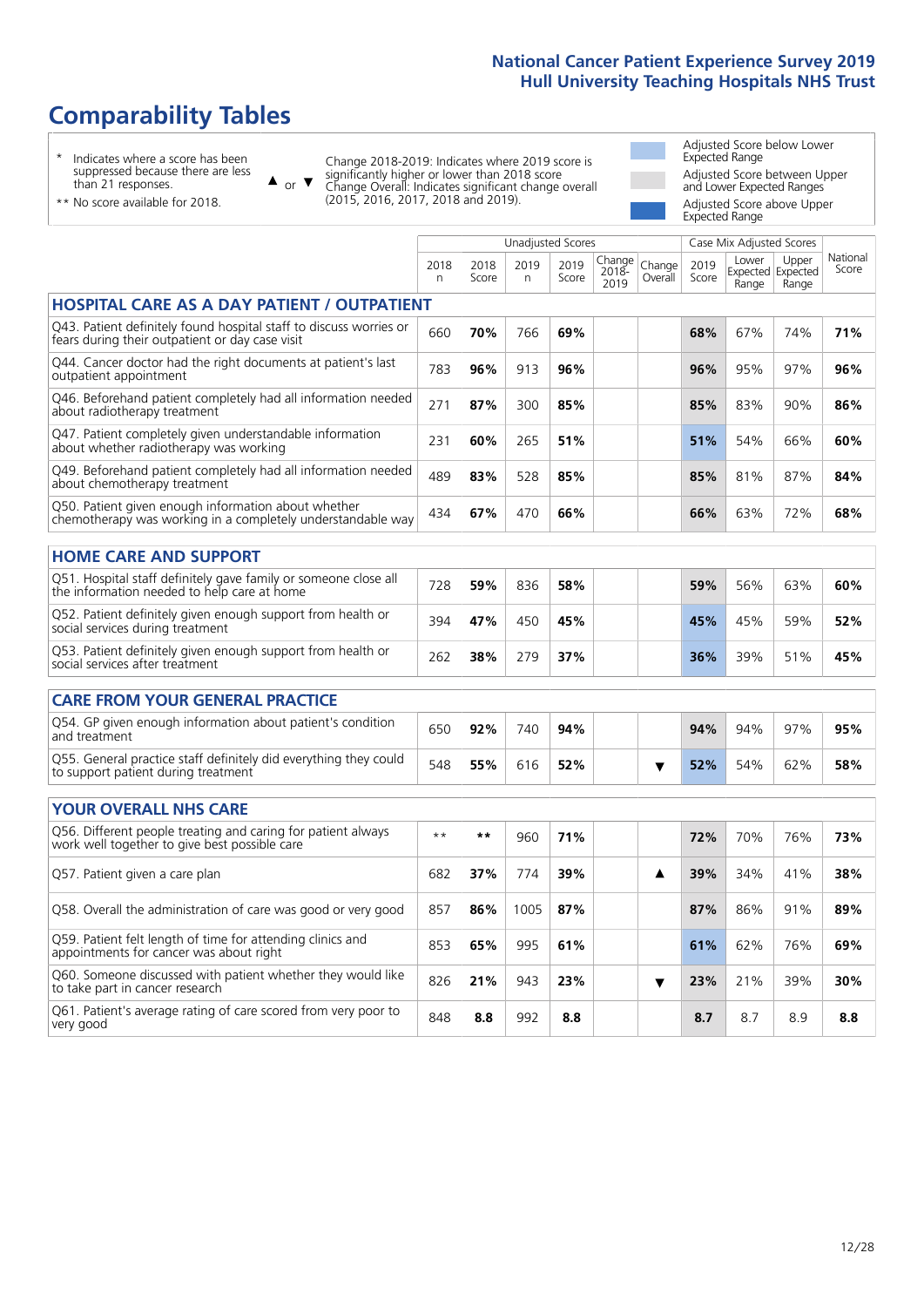# Comparability Tables

- \* Indicates where a score has been suppressed because there are less than 21 responses.
- \*\* No score available for 2018.

▲ or ▼ Change 2018-2019: Indicates where 2019 score is significantly higher or lower than 2018 score. Change Overall: Indicates significant change overall (2015, 2016, 2017, 2018 and 2019).

- Adjusted Score below Lower Expected Range
- Adjusted Score between Upper and Lower Expected Ranges
- Adjusted Score above Upper Expected Range

| | Unadjusted Scores | | | | | | Case Mix Adjusted Scores | | | |
|---|---|---|---|---|---|---|---|---|---|---|
| | 2018 n | 2018 Score | 2019 n | 2019 Score | Change 2018-2019 | Change Overall | 2019 Score | Lower Expected Range | Upper Expected Range | National Score |
| **HOSPITAL CARE AS A DAY PATIENT / OUTPATIENT** | | | | | | | | | | |
| Q43. Patient definitely found hospital staff to discuss worries or fears during their outpatient or day case visit | 660 | **70%** | 766 | **69%** | | | **68%** | 67% | 74% | **71%** |
| Q44. Cancer doctor had the right documents at patient's last outpatient appointment | 783 | **96%** | 913 | **96%** | | | **96%** | 95% | 97% | **96%** |
| Q46. Beforehand patient completely had all information needed about radiotherapy treatment | 271 | **87%** | 300 | **85%** | | | **85%** | 83% | 90% | **86%** |
| Q47. Patient completely given understandable information about whether radiotherapy was working | 231 | **60%** | 265 | **51%** | | | **51%** | 54% | 66% | **60%** |
| Q49. Beforehand patient completely had all information needed about chemotherapy treatment | 489 | **83%** | 528 | **85%** | | | **85%** | 81% | 87% | **84%** |
| Q50. Patient given enough information about whether chemotherapy was working in a completely understandable way | 434 | **67%** | 470 | **66%** | | | **66%** | 63% | 72% | **68%** |
| **HOME CARE AND SUPPORT** | | | | | | | | | | |
| Q51. Hospital staff definitely gave family or someone close all the information needed to help care at home | 728 | **59%** | 836 | **58%** | | | **59%** | 56% | 63% | **60%** |
| Q52. Patient definitely given enough support from health or social services during treatment | 394 | **47%** | 450 | **45%** | | | **45%** | 45% | 59% | **52%** |
| Q53. Patient definitely given enough support from health or social services after treatment | 262 | **38%** | 279 | **37%** | | | **36%** | 39% | 51% | **45%** |
| **CARE FROM YOUR GENERAL PRACTICE** | | | | | | | | | | |
| Q54. GP given enough information about patient's condition and treatment | 650 | **92%** | 740 | **94%** | | | **94%** | 94% | 97% | **95%** |
| Q55. General practice staff definitely did everything they could to support patient during treatment | 548 | **55%** | 616 | **52%** | | ▼ | **52%** | 54% | 62% | **58%** |
| **YOUR OVERALL NHS CARE** | | | | | | | | | | |
| Q56. Different people treating and caring for patient always work well together to give best possible care | \*\* | **\*\*** | 960 | **71%** | | | **72%** | 70% | 76% | **73%** |
| Q57. Patient given a care plan | 682 | **37%** | 774 | **39%** | | ▲ | **39%** | 34% | 41% | **38%** |
| Q58. Overall the administration of care was good or very good | 857 | **86%** | 1005 | **87%** | | | **87%** | 86% | 91% | **89%** |
| Q59. Patient felt length of time for attending clinics and appointments for cancer was about right | 853 | **65%** | 995 | **61%** | | | **61%** | 62% | 76% | **69%** |
| Q60. Someone discussed with patient whether they would like to take part in cancer research | 826 | **21%** | 943 | **23%** | | ▼ | **23%** | 21% | 39% | **30%** |
| Q61. Patient's average rating of care scored from very poor to very good | 848 | **8.8** | 992 | **8.8** | | | **8.7** | 8.7 | 8.9 | **8.8** |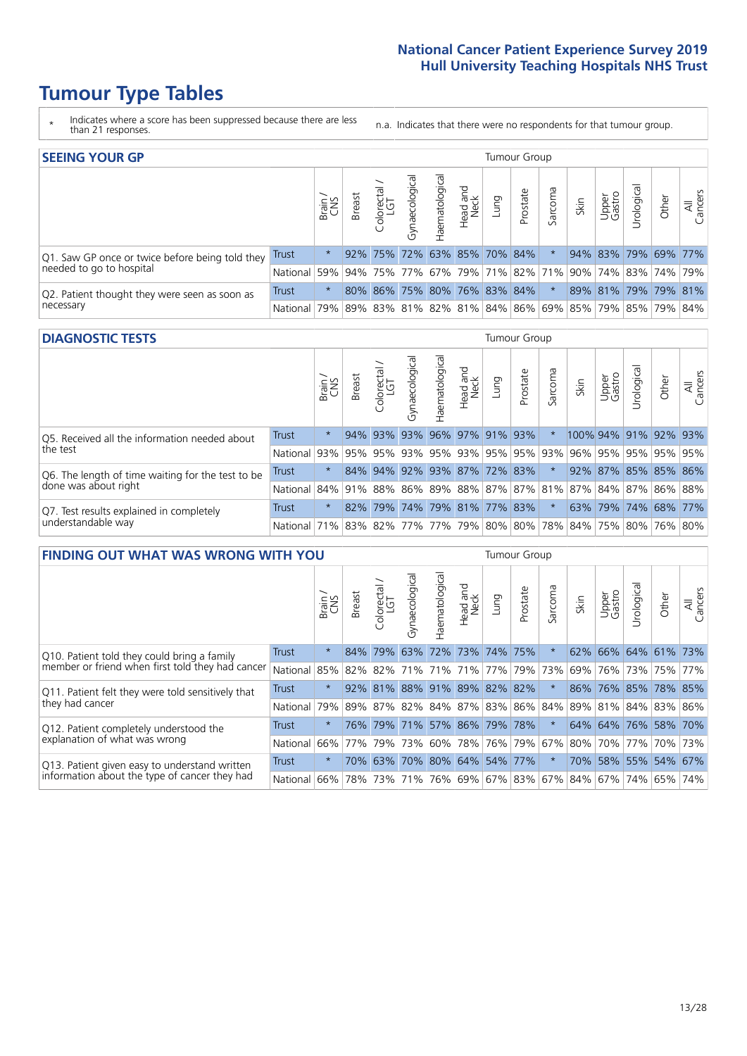# Tumour Type Tables

\* Indicates where a score has been suppressed because there are less than 21 responses.

n.a. Indicates that there were no respondents for that tumour group.

## SEEING YOUR GP

| | | Brain / CNS | Breast | Colorectal / LGT | Gynaecological | Haematological | Head and Neck | Lung | Prostate | Sarcoma | Skin | Upper Gastro | Urological | Other | All Cancers |
|---|---|---|---|---|---|---|---|---|---|---|---|---|---|---|---|
| Q1. Saw GP once or twice before being told they needed to go to hospital | Trust | * | 92% | 75% | 72% | 63% | 85% | 70% | 84% | * | 94% | 83% | 79% | 69% | 77% |
| | National | 59% | 94% | 75% | 77% | 67% | 79% | 71% | 82% | 71% | 90% | 74% | 83% | 74% | 79% |
| Q2. Patient thought they were seen as soon as necessary | Trust | * | 80% | 86% | 75% | 80% | 76% | 83% | 84% | * | 89% | 81% | 79% | 79% | 81% |
| | National | 79% | 89% | 83% | 81% | 82% | 81% | 84% | 86% | 69% | 85% | 79% | 85% | 79% | 84% |

## DIAGNOSTIC TESTS

| | | Brain / CNS | Breast | Colorectal / LGT | Gynaecological | Haematological | Head and Neck | Lung | Prostate | Sarcoma | Skin | Upper Gastro | Urological | Other | All Cancers |
|---|---|---|---|---|---|---|---|---|---|---|---|---|---|---|---|
| Q5. Received all the information needed about the test | Trust | * | 94% | 93% | 93% | 96% | 97% | 91% | 93% | * | 100% | 94% | 91% | 92% | 93% |
| | National | 93% | 95% | 95% | 93% | 95% | 93% | 95% | 95% | 93% | 96% | 95% | 95% | 95% | 95% |
| Q6. The length of time waiting for the test to be done was about right | Trust | * | 84% | 94% | 92% | 93% | 87% | 72% | 83% | * | 92% | 87% | 85% | 85% | 86% |
| | National | 84% | 91% | 88% | 86% | 89% | 88% | 87% | 87% | 81% | 87% | 84% | 87% | 86% | 88% |
| Q7. Test results explained in completely understandable way | Trust | * | 82% | 79% | 74% | 79% | 81% | 77% | 83% | * | 63% | 79% | 74% | 68% | 77% |
| | National | 71% | 83% | 82% | 77% | 77% | 79% | 80% | 80% | 78% | 84% | 75% | 80% | 76% | 80% |

## FINDING OUT WHAT WAS WRONG WITH YOU

| | | Brain / CNS | Breast | Colorectal / LGT | Gynaecological | Haematological | Head and Neck | Lung | Prostate | Sarcoma | Skin | Upper Gastro | Urological | Other | All Cancers |
|---|---|---|---|---|---|---|---|---|---|---|---|---|---|---|---|
| Q10. Patient told they could bring a family member or friend when first told they had cancer | Trust | * | 84% | 79% | 63% | 72% | 73% | 74% | 75% | * | 62% | 66% | 64% | 61% | 73% |
| | National | 85% | 82% | 82% | 71% | 71% | 71% | 77% | 79% | 73% | 69% | 76% | 73% | 75% | 77% |
| Q11. Patient felt they were told sensitively that they had cancer | Trust | * | 92% | 81% | 88% | 91% | 89% | 82% | 82% | * | 86% | 76% | 85% | 78% | 85% |
| | National | 79% | 89% | 87% | 82% | 84% | 87% | 83% | 86% | 84% | 89% | 81% | 84% | 83% | 86% |
| Q12. Patient completely understood the explanation of what was wrong | Trust | * | 76% | 79% | 71% | 57% | 86% | 79% | 78% | * | 64% | 64% | 76% | 58% | 70% |
| | National | 66% | 77% | 79% | 73% | 60% | 78% | 76% | 79% | 67% | 80% | 70% | 77% | 70% | 73% |
| Q13. Patient given easy to understand written information about the type of cancer they had | Trust | * | 70% | 63% | 70% | 80% | 64% | 54% | 77% | * | 70% | 58% | 55% | 54% | 67% |
| | National | 66% | 78% | 73% | 71% | 76% | 69% | 67% | 83% | 67% | 84% | 67% | 74% | 65% | 74% |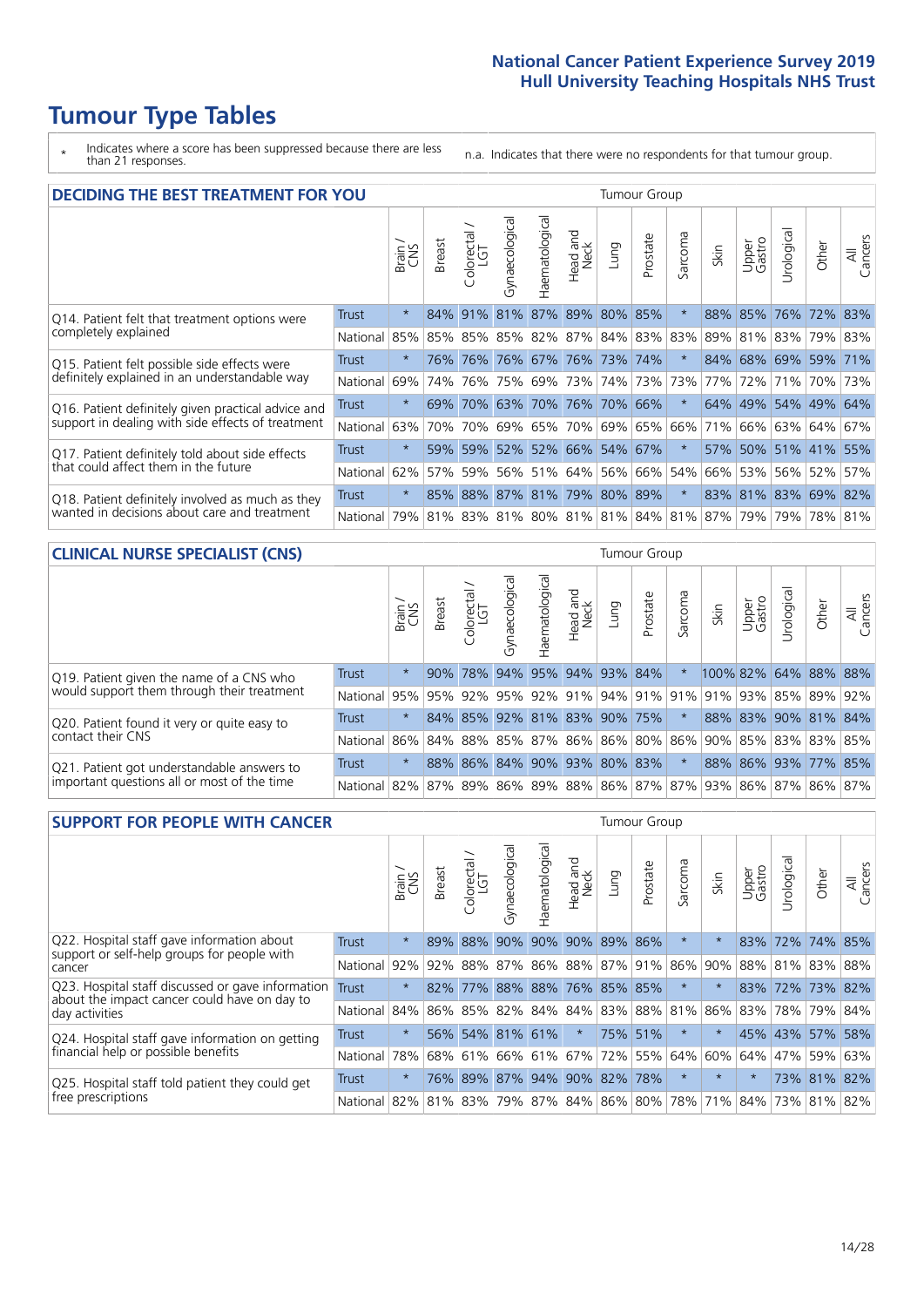# Tumour Type Tables

\* Indicates where a score has been suppressed because there are less than 21 responses.

n.a. Indicates that there were no respondents for that tumour group.

## DECIDING THE BEST TREATMENT FOR YOU

| | | Brain / CNS | Breast | Colorectal / LGT | Gynaecological | Haematological | Head and Neck | Lung | Prostate | Sarcoma | Skin | Upper Gastro | Urological | Other | All Cancers |
|---|---|---|---|---|---|---|---|---|---|---|---|---|---|---|---|
| Q14. Patient felt that treatment options were completely explained | Trust | * | 84% | 91% | 81% | 87% | 89% | 80% | 85% | * | 88% | 85% | 76% | 72% | 83% |
| | National | 85% | 85% | 85% | 85% | 82% | 87% | 84% | 83% | 83% | 89% | 81% | 83% | 79% | 83% |
| Q15. Patient felt possible side effects were definitely explained in an understandable way | Trust | * | 76% | 76% | 76% | 67% | 76% | 73% | 74% | * | 84% | 68% | 69% | 59% | 71% |
| | National | 69% | 74% | 76% | 75% | 69% | 73% | 74% | 73% | 73% | 77% | 72% | 71% | 70% | 73% |
| Q16. Patient definitely given practical advice and support in dealing with side effects of treatment | Trust | * | 69% | 70% | 63% | 70% | 76% | 70% | 66% | * | 64% | 49% | 54% | 49% | 64% |
| | National | 63% | 70% | 70% | 69% | 65% | 70% | 69% | 65% | 66% | 71% | 66% | 63% | 64% | 67% |
| Q17. Patient definitely told about side effects that could affect them in the future | Trust | * | 59% | 59% | 52% | 52% | 66% | 54% | 67% | * | 57% | 50% | 51% | 41% | 55% |
| | National | 62% | 57% | 59% | 56% | 51% | 64% | 56% | 66% | 54% | 66% | 53% | 56% | 52% | 57% |
| Q18. Patient definitely involved as much as they wanted in decisions about care and treatment | Trust | * | 85% | 88% | 87% | 81% | 79% | 80% | 89% | * | 83% | 81% | 83% | 69% | 82% |
| | National | 79% | 81% | 83% | 81% | 80% | 81% | 81% | 84% | 81% | 87% | 79% | 79% | 78% | 81% |

## CLINICAL NURSE SPECIALIST (CNS)

| | | Brain / CNS | Breast | Colorectal / LGT | Gynaecological | Haematological | Head and Neck | Lung | Prostate | Sarcoma | Skin | Upper Gastro | Urological | Other | All Cancers |
|---|---|---|---|---|---|---|---|---|---|---|---|---|---|---|---|
| Q19. Patient given the name of a CNS who would support them through their treatment | Trust | * | 90% | 78% | 94% | 95% | 94% | 93% | 84% | * | 100% | 82% | 64% | 88% | 88% |
| | National | 95% | 95% | 92% | 95% | 92% | 91% | 94% | 91% | 91% | 91% | 93% | 85% | 89% | 92% |
| Q20. Patient found it very or quite easy to contact their CNS | Trust | * | 84% | 85% | 92% | 81% | 83% | 90% | 75% | * | 88% | 83% | 90% | 81% | 84% |
| | National | 86% | 84% | 88% | 85% | 87% | 86% | 86% | 80% | 86% | 90% | 85% | 83% | 83% | 85% |
| Q21. Patient got understandable answers to important questions all or most of the time | Trust | * | 88% | 86% | 84% | 90% | 93% | 80% | 83% | * | 88% | 86% | 93% | 77% | 85% |
| | National | 82% | 87% | 89% | 86% | 89% | 88% | 86% | 87% | 87% | 93% | 86% | 87% | 86% | 87% |

## SUPPORT FOR PEOPLE WITH CANCER

| | | Brain / CNS | Breast | Colorectal / LGT | Gynaecological | Haematological | Head and Neck | Lung | Prostate | Sarcoma | Skin | Upper Gastro | Urological | Other | All Cancers |
|---|---|---|---|---|---|---|---|---|---|---|---|---|---|---|---|
| Q22. Hospital staff gave information about support or self-help groups for people with cancer | Trust | * | 89% | 88% | 90% | 90% | 90% | 89% | 86% | * | * | 83% | 72% | 74% | 85% |
| | National | 92% | 92% | 88% | 87% | 86% | 88% | 87% | 91% | 86% | 90% | 88% | 81% | 83% | 88% |
| Q23. Hospital staff discussed or gave information about the impact cancer could have on day to day activities | Trust | * | 82% | 77% | 88% | 88% | 76% | 85% | 85% | * | * | 83% | 72% | 73% | 82% |
| | National | 84% | 86% | 85% | 82% | 84% | 84% | 83% | 88% | 81% | 86% | 83% | 78% | 79% | 84% |
| Q24. Hospital staff gave information on getting financial help or possible benefits | Trust | * | 56% | 54% | 81% | 61% | * | 75% | 51% | * | * | 45% | 43% | 57% | 58% |
| | National | 78% | 68% | 61% | 66% | 61% | 67% | 72% | 55% | 64% | 60% | 64% | 47% | 59% | 63% |
| Q25. Hospital staff told patient they could get free prescriptions | Trust | * | 76% | 89% | 87% | 94% | 90% | 82% | 78% | * | * | * | 73% | 81% | 82% |
| | National | 82% | 81% | 83% | 79% | 87% | 84% | 86% | 80% | 78% | 71% | 84% | 73% | 81% | 82% |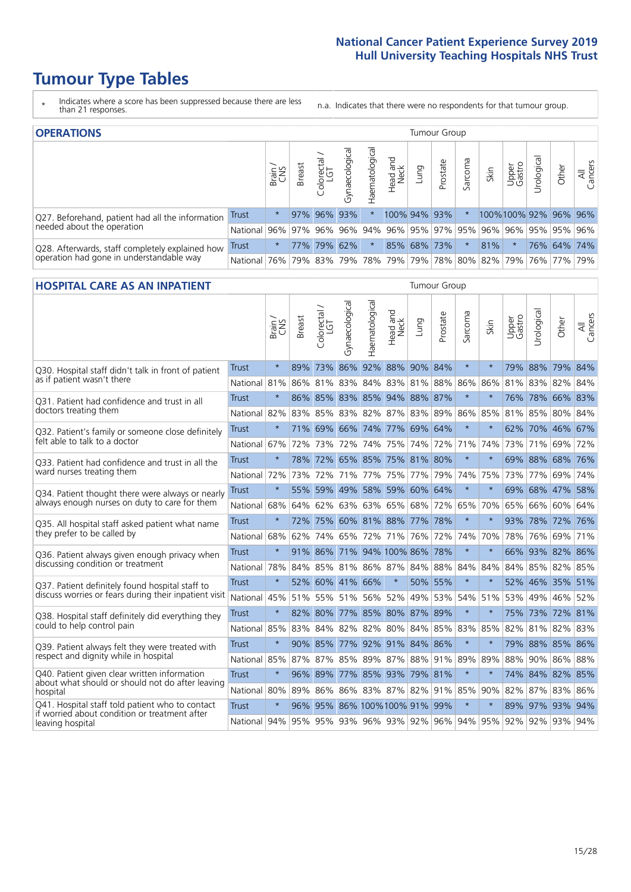# Tumour Type Tables

\* Indicates where a score has been suppressed because there are less than 21 responses.

n.a. Indicates that there were no respondents for that tumour group.

## OPERATIONS

| | | Brain / CNS | Breast | Colorectal / LGT | Gynaecological | Haematological | Head and Neck | Lung | Prostate | Sarcoma | Skin | Upper Gastro | Urological | Other | All Cancers |
|---|---|---|---|---|---|---|---|---|---|---|---|---|---|---|---|
| Q27. Beforehand, patient had all the information needed about the operation | Trust | * | 97% | 96% | 93% | * | 100% | 94% | 93% | * | 100% | 100% | 92% | 96% | 96% |
| | National | 96% | 97% | 96% | 96% | 94% | 96% | 95% | 97% | 95% | 96% | 96% | 95% | 95% | 96% |
| Q28. Afterwards, staff completely explained how operation had gone in understandable way | Trust | * | 77% | 79% | 62% | * | 85% | 68% | 73% | * | 81% | * | 76% | 64% | 74% |
| | National | 76% | 79% | 83% | 79% | 78% | 79% | 79% | 78% | 80% | 82% | 79% | 76% | 77% | 79% |

## HOSPITAL CARE AS AN INPATIENT

| | | Brain / CNS | Breast | Colorectal / LGT | Gynaecological | Haematological | Head and Neck | Lung | Prostate | Sarcoma | Skin | Upper Gastro | Urological | Other | All Cancers |
|---|---|---|---|---|---|---|---|---|---|---|---|---|---|---|---|
| Q30. Hospital staff didn't talk in front of patient as if patient wasn't there | Trust | * | 89% | 73% | 86% | 92% | 88% | 90% | 84% | * | * | 79% | 88% | 79% | 84% |
| | National | 81% | 86% | 81% | 83% | 84% | 83% | 81% | 88% | 86% | 86% | 81% | 83% | 82% | 84% |
| Q31. Patient had confidence and trust in all doctors treating them | Trust | * | 86% | 85% | 83% | 85% | 94% | 88% | 87% | * | * | 76% | 78% | 66% | 83% |
| | National | 82% | 83% | 85% | 83% | 82% | 87% | 83% | 89% | 86% | 85% | 81% | 85% | 80% | 84% |
| Q32. Patient's family or someone close definitely felt able to talk to a doctor | Trust | * | 71% | 69% | 66% | 74% | 77% | 69% | 64% | * | * | 62% | 70% | 46% | 67% |
| | National | 67% | 72% | 73% | 72% | 74% | 75% | 74% | 72% | 71% | 74% | 73% | 71% | 69% | 72% |
| Q33. Patient had confidence and trust in all the ward nurses treating them | Trust | * | 78% | 72% | 65% | 85% | 75% | 81% | 80% | * | * | 69% | 88% | 68% | 76% |
| | National | 72% | 73% | 72% | 71% | 77% | 75% | 77% | 79% | 74% | 75% | 73% | 77% | 69% | 74% |
| Q34. Patient thought there were always or nearly always enough nurses on duty to care for them | Trust | * | 55% | 59% | 49% | 58% | 59% | 60% | 64% | * | * | 69% | 68% | 47% | 58% |
| | National | 68% | 64% | 62% | 63% | 63% | 65% | 68% | 72% | 65% | 70% | 65% | 66% | 60% | 64% |
| Q35. All hospital staff asked patient what name they prefer to be called by | Trust | * | 72% | 75% | 60% | 81% | 88% | 77% | 78% | * | * | 93% | 78% | 72% | 76% |
| | National | 68% | 62% | 74% | 65% | 72% | 71% | 76% | 72% | 74% | 70% | 78% | 76% | 69% | 71% |
| Q36. Patient always given enough privacy when discussing condition or treatment | Trust | * | 91% | 86% | 71% | 94% | 100% | 86% | 78% | * | * | 66% | 93% | 82% | 86% |
| | National | 78% | 84% | 85% | 81% | 86% | 87% | 84% | 88% | 84% | 84% | 84% | 85% | 82% | 85% |
| Q37. Patient definitely found hospital staff to discuss worries or fears during their inpatient visit | Trust | * | 52% | 60% | 41% | 66% | * | 50% | 55% | * | * | 52% | 46% | 35% | 51% |
| | National | 45% | 51% | 55% | 51% | 56% | 52% | 49% | 53% | 54% | 51% | 53% | 49% | 46% | 52% |
| Q38. Hospital staff definitely did everything they could to help control pain | Trust | * | 82% | 80% | 77% | 85% | 80% | 87% | 89% | * | * | 75% | 73% | 72% | 81% |
| | National | 85% | 83% | 84% | 82% | 82% | 80% | 84% | 85% | 83% | 85% | 82% | 81% | 82% | 83% |
| Q39. Patient always felt they were treated with respect and dignity while in hospital | Trust | * | 90% | 85% | 77% | 92% | 91% | 84% | 86% | * | * | 79% | 88% | 85% | 86% |
| | National | 85% | 87% | 87% | 85% | 89% | 87% | 88% | 91% | 89% | 89% | 88% | 90% | 86% | 88% |
| Q40. Patient given clear written information about what should or should not do after leaving hospital | Trust | * | 96% | 89% | 77% | 85% | 93% | 79% | 81% | * | * | 74% | 84% | 82% | 85% |
| | National | 80% | 89% | 86% | 86% | 83% | 87% | 82% | 91% | 85% | 90% | 82% | 87% | 83% | 86% |
| Q41. Hospital staff told patient who to contact if worried about condition or treatment after leaving hospital | Trust | * | 96% | 95% | 86% | 100% | 100% | 91% | 99% | * | * | 89% | 97% | 93% | 94% |
| | National | 94% | 95% | 95% | 93% | 96% | 93% | 92% | 96% | 94% | 95% | 92% | 92% | 93% | 94% |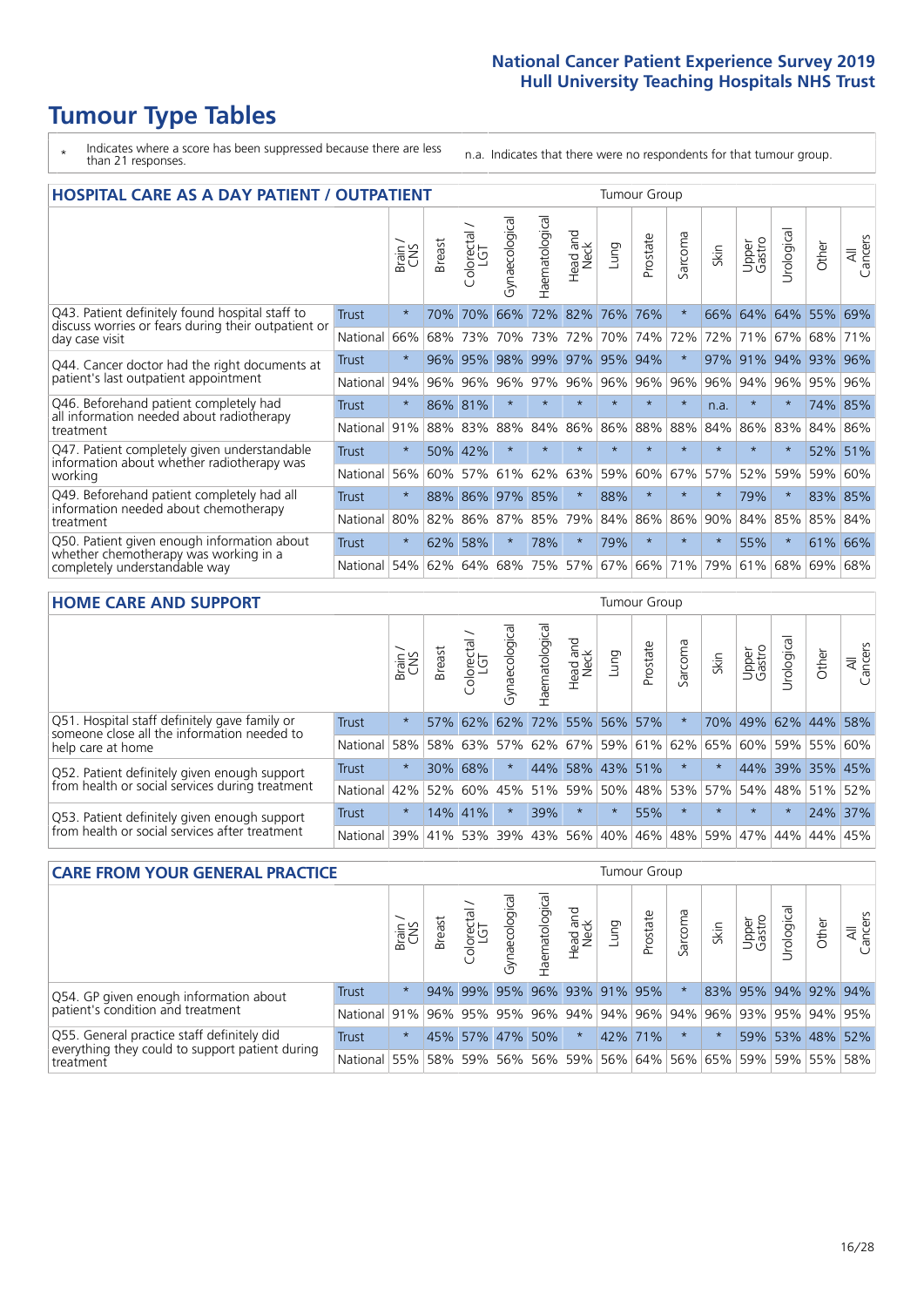# Tumour Type Tables

\* Indicates where a score has been suppressed because there are less than 21 responses.

n.a. Indicates that there were no respondents for that tumour group.

## HOSPITAL CARE AS A DAY PATIENT / OUTPATIENT

| | | Brain / CNS | Breast | Colorectal / LGT | Gynaecological | Haematological | Head and Neck | Lung | Prostate | Sarcoma | Skin | Upper Gastro | Urological | Other | All Cancers |
|---|---|---|---|---|---|---|---|---|---|---|---|---|---|---|---|
| Q43. Patient definitely found hospital staff to discuss worries or fears during their outpatient or day case visit | Trust | * | 70% | 70% | 66% | 72% | 82% | 76% | 76% | * | 66% | 64% | 64% | 55% | 69% |
| | National | 66% | 68% | 73% | 70% | 73% | 72% | 70% | 74% | 72% | 72% | 71% | 67% | 68% | 71% |
| Q44. Cancer doctor had the right documents at patient's last outpatient appointment | Trust | * | 96% | 95% | 98% | 99% | 97% | 95% | 94% | * | 97% | 91% | 94% | 93% | 96% |
| | National | 94% | 96% | 96% | 96% | 97% | 96% | 96% | 96% | 96% | 96% | 94% | 96% | 95% | 96% |
| Q46. Beforehand patient completely had all information needed about radiotherapy treatment | Trust | * | 86% | 81% | * | * | * | * | * | * | n.a. | * | * | 74% | 85% |
| | National | 91% | 88% | 83% | 88% | 84% | 86% | 86% | 88% | 88% | 84% | 86% | 83% | 84% | 86% |
| Q47. Patient completely given understandable information about whether radiotherapy was working | Trust | * | 50% | 42% | * | * | * | * | * | * | * | * | * | 52% | 51% |
| | National | 56% | 60% | 57% | 61% | 62% | 63% | 59% | 60% | 67% | 57% | 52% | 59% | 59% | 60% |
| Q49. Beforehand patient completely had all information needed about chemotherapy treatment | Trust | * | 88% | 86% | 97% | 85% | * | 88% | * | * | * | 79% | * | 83% | 85% |
| | National | 80% | 82% | 86% | 87% | 85% | 79% | 84% | 86% | 86% | 90% | 84% | 85% | 85% | 84% |
| Q50. Patient given enough information about whether chemotherapy was working in a completely understandable way | Trust | * | 62% | 58% | * | 78% | * | 79% | * | * | * | 55% | * | 61% | 66% |
| | National | 54% | 62% | 64% | 68% | 75% | 57% | 67% | 66% | 71% | 79% | 61% | 68% | 69% | 68% |

## HOME CARE AND SUPPORT

| | | Brain / CNS | Breast | Colorectal / LGT | Gynaecological | Haematological | Head and Neck | Lung | Prostate | Sarcoma | Skin | Upper Gastro | Urological | Other | All Cancers |
|---|---|---|---|---|---|---|---|---|---|---|---|---|---|---|---|
| Q51. Hospital staff definitely gave family or someone close all the information needed to help care at home | Trust | * | 57% | 62% | 62% | 72% | 55% | 56% | 57% | * | 70% | 49% | 62% | 44% | 58% |
| | National | 58% | 58% | 63% | 57% | 62% | 67% | 59% | 61% | 62% | 65% | 60% | 59% | 55% | 60% |
| Q52. Patient definitely given enough support from health or social services during treatment | Trust | * | 30% | 68% | * | 44% | 58% | 43% | 51% | * | * | 44% | 39% | 35% | 45% |
| | National | 42% | 52% | 60% | 45% | 51% | 59% | 50% | 48% | 53% | 57% | 54% | 48% | 51% | 52% |
| Q53. Patient definitely given enough support from health or social services after treatment | Trust | * | 14% | 41% | * | 39% | * | * | 55% | * | * | * | * | 24% | 37% |
| | National | 39% | 41% | 53% | 39% | 43% | 56% | 40% | 46% | 48% | 59% | 47% | 44% | 44% | 45% |

## CARE FROM YOUR GENERAL PRACTICE

| | | Brain / CNS | Breast | Colorectal / LGT | Gynaecological | Haematological | Head and Neck | Lung | Prostate | Sarcoma | Skin | Upper Gastro | Urological | Other | All Cancers |
|---|---|---|---|---|---|---|---|---|---|---|---|---|---|---|---|
| Q54. GP given enough information about patient's condition and treatment | Trust | * | 94% | 99% | 95% | 96% | 93% | 91% | 95% | * | 83% | 95% | 94% | 92% | 94% |
| | National | 91% | 96% | 95% | 95% | 96% | 94% | 94% | 96% | 94% | 96% | 93% | 95% | 94% | 95% |
| Q55. General practice staff definitely did everything they could to support patient during treatment | Trust | * | 45% | 57% | 47% | 50% | * | 42% | 71% | * | * | 59% | 53% | 48% | 52% |
| | National | 55% | 58% | 59% | 56% | 56% | 59% | 56% | 64% | 56% | 65% | 59% | 59% | 55% | 58% |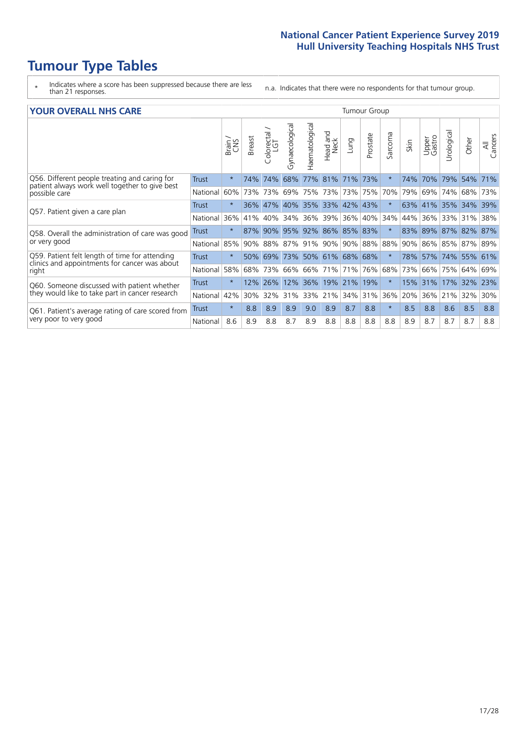# Tumour Type Tables

- \* Indicates where a score has been suppressed because there are less than 21 responses.
- n.a. Indicates that there were no respondents for that tumour group.

## YOUR OVERALL NHS CARE

| | | Brain / CNS | Breast | Colorectal / LGT | Gynaecological | Haematological | Head and Neck | Lung | Prostate | Sarcoma | Skin | Upper Gastro | Urological | Other | All Cancers |
|---|---|---|---|---|---|---|---|---|---|---|---|---|---|---|---|
| Q56. Different people treating and caring for patient always work well together to give best possible care | Trust | * | 74% | 74% | 68% | 77% | 81% | 71% | 73% | * | 74% | 70% | 79% | 54% | 71% |
| | National | 60% | 73% | 73% | 69% | 75% | 73% | 73% | 75% | 70% | 79% | 69% | 74% | 68% | 73% |
| Q57. Patient given a care plan | Trust | * | 36% | 47% | 40% | 35% | 33% | 42% | 43% | * | 63% | 41% | 35% | 34% | 39% |
| | National | 36% | 41% | 40% | 34% | 36% | 39% | 36% | 40% | 34% | 44% | 36% | 33% | 31% | 38% |
| Q58. Overall the administration of care was good or very good | Trust | * | 87% | 90% | 95% | 92% | 86% | 85% | 83% | * | 83% | 89% | 87% | 82% | 87% |
| | National | 85% | 90% | 88% | 87% | 91% | 90% | 90% | 88% | 88% | 90% | 86% | 85% | 87% | 89% |
| Q59. Patient felt length of time for attending clinics and appointments for cancer was about right | Trust | * | 50% | 69% | 73% | 50% | 61% | 68% | 68% | * | 78% | 57% | 74% | 55% | 61% |
| | National | 58% | 68% | 73% | 66% | 66% | 71% | 71% | 76% | 68% | 73% | 66% | 75% | 64% | 69% |
| Q60. Someone discussed with patient whether they would like to take part in cancer research | Trust | * | 12% | 26% | 12% | 36% | 19% | 21% | 19% | * | 15% | 31% | 17% | 32% | 23% |
| | National | 42% | 30% | 32% | 31% | 33% | 21% | 34% | 31% | 36% | 20% | 36% | 21% | 32% | 30% |
| Q61. Patient's average rating of care scored from very poor to very good | Trust | * | 8.8 | 8.9 | 8.9 | 9.0 | 8.9 | 8.7 | 8.8 | * | 8.5 | 8.8 | 8.6 | 8.5 | 8.8 |
| | National | 8.6 | 8.9 | 8.8 | 8.7 | 8.9 | 8.8 | 8.8 | 8.8 | 8.8 | 8.9 | 8.7 | 8.7 | 8.7 | 8.8 |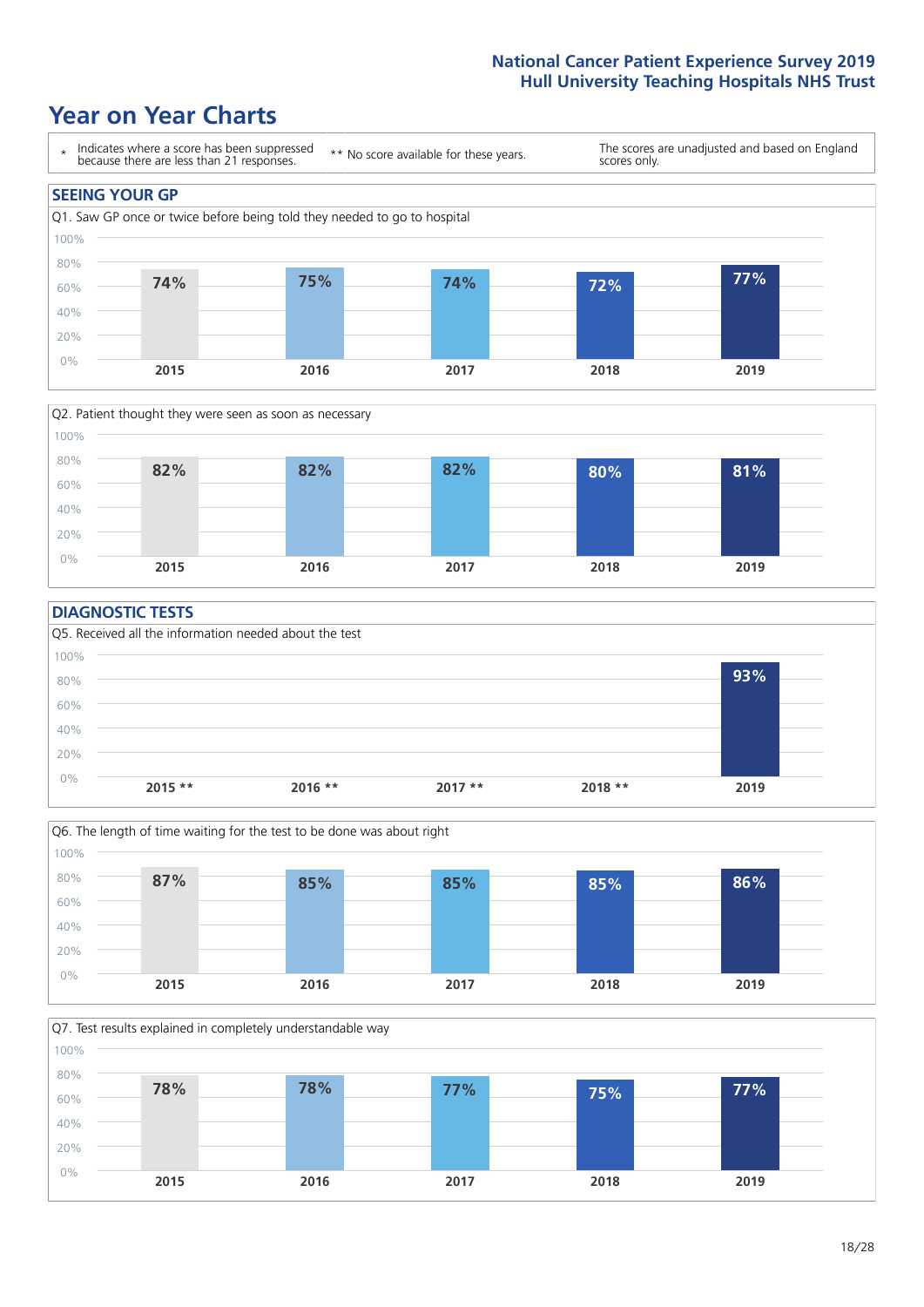# Year on Year Charts

\* Indicates where a score has been suppressed because there are less than 21 responses.

\*\* No score available for these years.

The scores are unadjusted and based on England scores only.

## SEEING YOUR GP

Q1. Saw GP once or twice before being told they needed to go to hospital

| 2015 | 2016 | 2017 | 2018 | 2019 |
|---|---|---|---|---|
| 74% | 75% | 74% | 72% | 77% |

Q2. Patient thought they were seen as soon as necessary

| 2015 | 2016 | 2017 | 2018 | 2019 |
|---|---|---|---|---|
| 82% | 82% | 82% | 80% | 81% |

## DIAGNOSTIC TESTS

Q5. Received all the information needed about the test

| 2015 ** | 2016 ** | 2017 ** | 2018 ** | 2019 |
|---|---|---|---|---|
| | | | | 93% |

Q6. The length of time waiting for the test to be done was about right

| 2015 | 2016 | 2017 | 2018 | 2019 |
|---|---|---|---|---|
| 87% | 85% | 85% | 85% | 86% |

Q7. Test results explained in completely understandable way

| 2015 | 2016 | 2017 | 2018 | 2019 |
|---|---|---|---|---|
| 78% | 78% | 77% | 75% | 77% |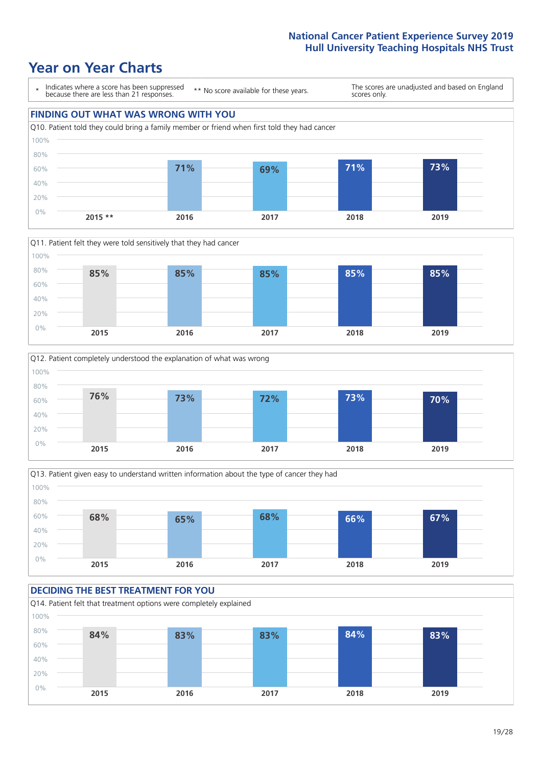# Year on Year Charts

\* Indicates where a score has been suppressed because there are less than 21 responses.

\*\* No score available for these years.

The scores are unadjusted and based on England scores only.

## FINDING OUT WHAT WAS WRONG WITH YOU

Q10. Patient told they could bring a family member or friend when first told they had cancer

| 2015 ** | 2016 | 2017 | 2018 | 2019 |
|---|---|---|---|---|
| | 71% | 69% | 71% | 73% |

Q11. Patient felt they were told sensitively that they had cancer

| 2015 | 2016 | 2017 | 2018 | 2019 |
|---|---|---|---|---|
| 85% | 85% | 85% | 85% | 85% |

Q12. Patient completely understood the explanation of what was wrong

| 2015 | 2016 | 2017 | 2018 | 2019 |
|---|---|---|---|---|
| 76% | 73% | 72% | 73% | 70% |

Q13. Patient given easy to understand written information about the type of cancer they had

| 2015 | 2016 | 2017 | 2018 | 2019 |
|---|---|---|---|---|
| 68% | 65% | 68% | 66% | 67% |

## DECIDING THE BEST TREATMENT FOR YOU

Q14. Patient felt that treatment options were completely explained

| 2015 | 2016 | 2017 | 2018 | 2019 |
|---|---|---|---|---|
| 84% | 83% | 83% | 84% | 83% |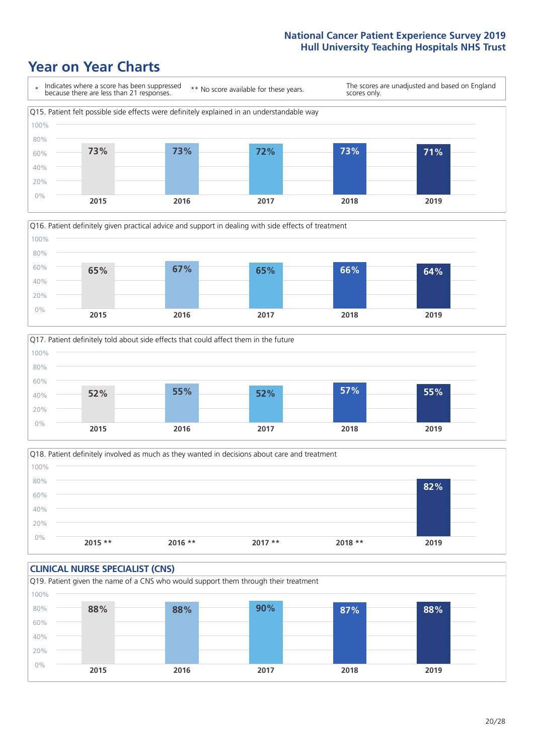# Year on Year Charts

\* Indicates where a score has been suppressed because there are less than 21 responses.

\*\* No score available for these years.

The scores are unadjusted and based on England scores only.

Q15. Patient felt possible side effects were definitely explained in an understandable way

| 2015 | 2016 | 2017 | 2018 | 2019 |
|---|---|---|---|---|
| 73% | 73% | 72% | 73% | 71% |

Q16. Patient definitely given practical advice and support in dealing with side effects of treatment

| 2015 | 2016 | 2017 | 2018 | 2019 |
|---|---|---|---|---|
| 65% | 67% | 65% | 66% | 64% |

Q17. Patient definitely told about side effects that could affect them in the future

| 2015 | 2016 | 2017 | 2018 | 2019 |
|---|---|---|---|---|
| 52% | 55% | 52% | 57% | 55% |

Q18. Patient definitely involved as much as they wanted in decisions about care and treatment

| 2015 ** | 2016 ** | 2017 ** | 2018 ** | 2019 |
|---|---|---|---|---|
| | | | | 82% |

## CLINICAL NURSE SPECIALIST (CNS)

Q19. Patient given the name of a CNS who would support them through their treatment

| 2015 | 2016 | 2017 | 2018 | 2019 |
|---|---|---|---|---|
| 88% | 88% | 90% | 87% | 88% |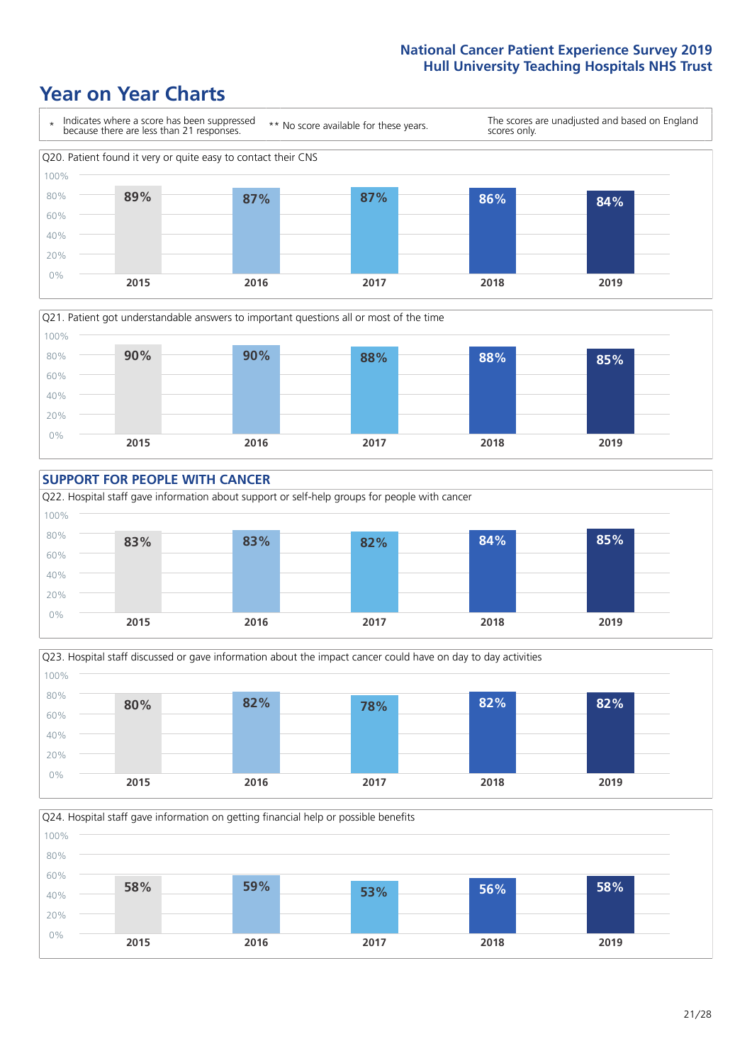# Year on Year Charts

\* Indicates where a score has been suppressed because there are less than 21 responses.

\*\* No score available for these years.

The scores are unadjusted and based on England scores only.

Q20. Patient found it very or quite easy to contact their CNS

| 2015 | 2016 | 2017 | 2018 | 2019 |
|---|---|---|---|---|
| 89% | 87% | 87% | 86% | 84% |

Q21. Patient got understandable answers to important questions all or most of the time

| 2015 | 2016 | 2017 | 2018 | 2019 |
|---|---|---|---|---|
| 90% | 90% | 88% | 88% | 85% |

## SUPPORT FOR PEOPLE WITH CANCER

Q22. Hospital staff gave information about support or self-help groups for people with cancer

| 2015 | 2016 | 2017 | 2018 | 2019 |
|---|---|---|---|---|
| 83% | 83% | 82% | 84% | 85% |

Q23. Hospital staff discussed or gave information about the impact cancer could have on day to day activities

| 2015 | 2016 | 2017 | 2018 | 2019 |
|---|---|---|---|---|
| 80% | 82% | 78% | 82% | 82% |

Q24. Hospital staff gave information on getting financial help or possible benefits

| 2015 | 2016 | 2017 | 2018 | 2019 |
|---|---|---|---|---|
| 58% | 59% | 53% | 56% | 58% |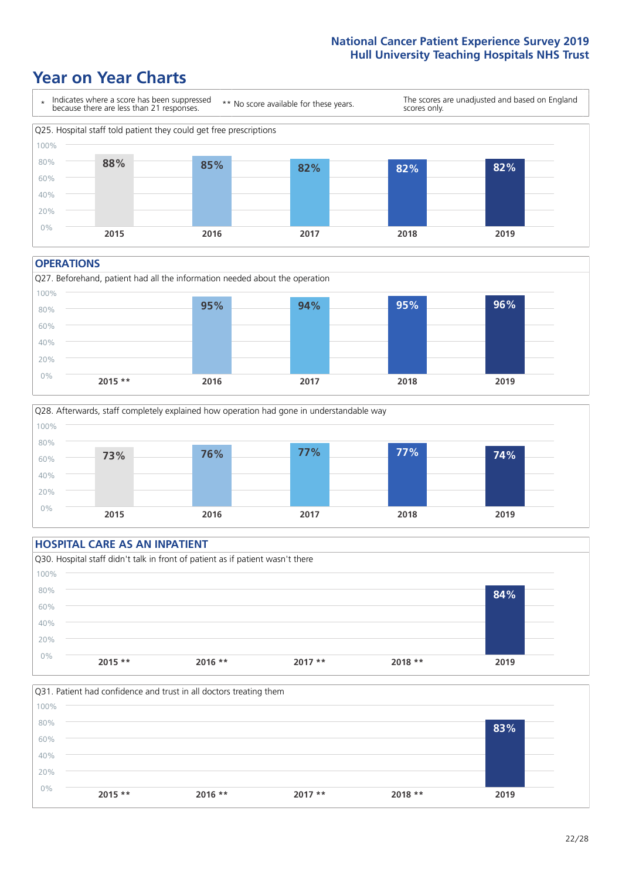# Year on Year Charts

\* Indicates where a score has been suppressed because there are less than 21 responses.

** No score available for these years.

The scores are unadjusted and based on England scores only.

Q25. Hospital staff told patient they could get free prescriptions

| 2015 | 2016 | 2017 | 2018 | 2019 |
|---|---|---|---|---|
| 88% | 85% | 82% | 82% | 82% |

## OPERATIONS

Q27. Beforehand, patient had all the information needed about the operation

| 2015 ** | 2016 | 2017 | 2018 | 2019 |
|---|---|---|---|---|
| | 95% | 94% | 95% | 96% |

Q28. Afterwards, staff completely explained how operation had gone in understandable way

| 2015 | 2016 | 2017 | 2018 | 2019 |
|---|---|---|---|---|
| 73% | 76% | 77% | 77% | 74% |

## HOSPITAL CARE AS AN INPATIENT

Q30. Hospital staff didn't talk in front of patient as if patient wasn't there

| 2015 ** | 2016 ** | 2017 ** | 2018 ** | 2019 |
|---|---|---|---|---|
| | | | | 84% |

Q31. Patient had confidence and trust in all doctors treating them

| 2015 ** | 2016 ** | 2017 ** | 2018 ** | 2019 |
|---|---|---|---|---|
| | | | | 83% |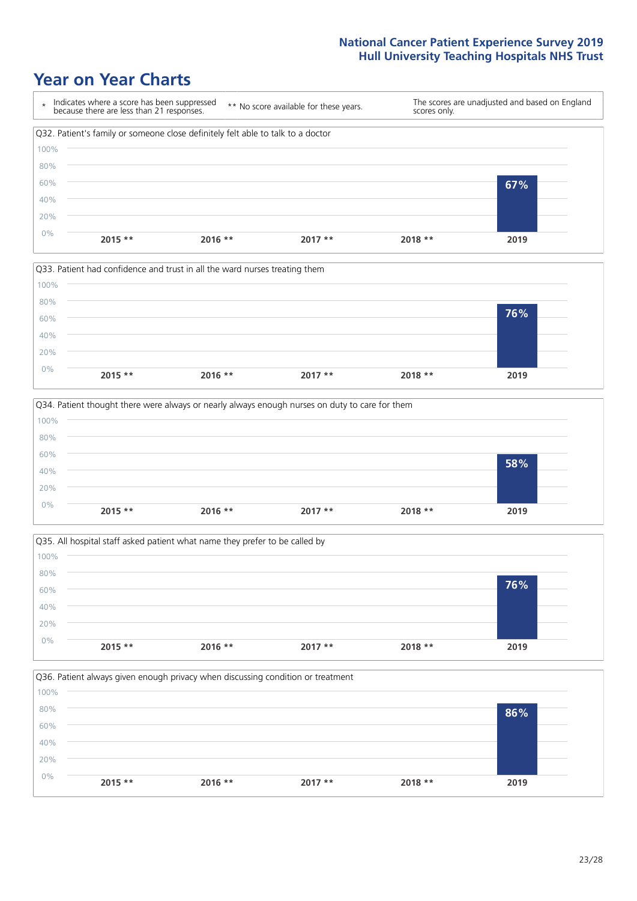# Year on Year Charts

| * Indicates where a score has been suppressed because there are less than 21 responses. | ** No score available for these years. | The scores are unadjusted and based on England scores only. |
|---|---|---|

### Q32. Patient's family or someone close definitely felt able to talk to a doctor

| 2015 ** | 2016 ** | 2017 ** | 2018 ** | 2019 |
|---|---|---|---|---|
| | | | | 67% |

### Q33. Patient had confidence and trust in all the ward nurses treating them

| 2015 ** | 2016 ** | 2017 ** | 2018 ** | 2019 |
|---|---|---|---|---|
| | | | | 76% |

### Q34. Patient thought there were always or nearly always enough nurses on duty to care for them

| 2015 ** | 2016 ** | 2017 ** | 2018 ** | 2019 |
|---|---|---|---|---|
| | | | | 58% |

### Q35. All hospital staff asked patient what name they prefer to be called by

| 2015 ** | 2016 ** | 2017 ** | 2018 ** | 2019 |
|---|---|---|---|---|
| | | | | 76% |

### Q36. Patient always given enough privacy when discussing condition or treatment

| 2015 ** | 2016 ** | 2017 ** | 2018 ** | 2019 |
|---|---|---|---|---|
| | | | | 86% |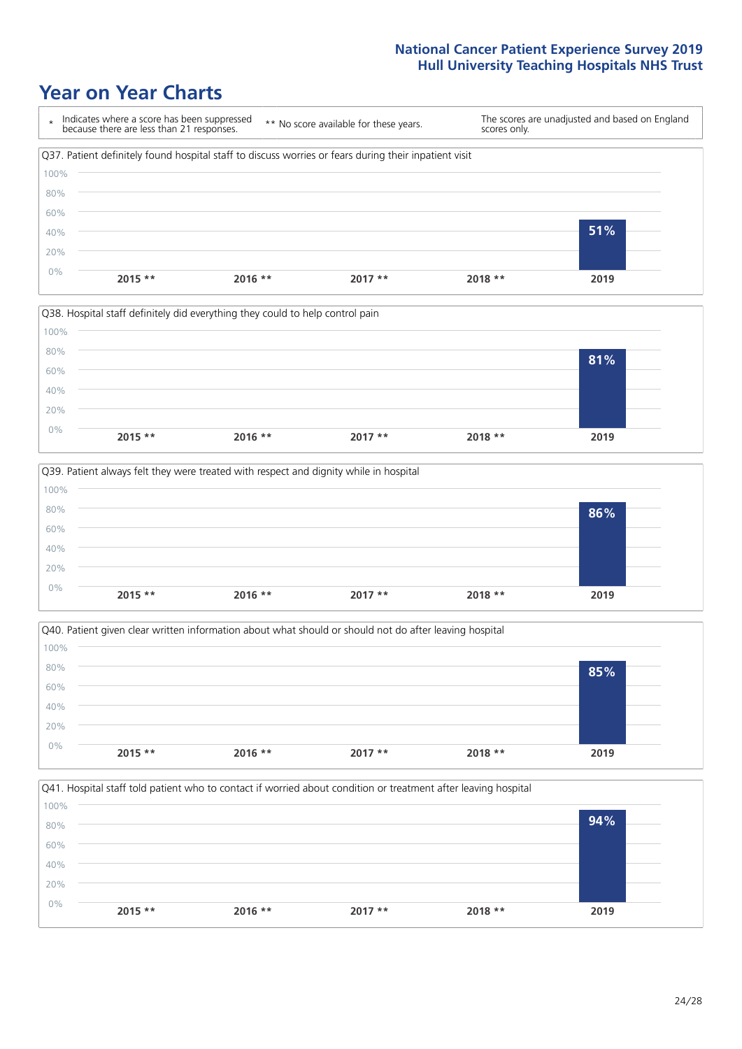# Year on Year Charts

| * Indicates where a score has been suppressed because there are less than 21 responses. | ** No score available for these years. | The scores are unadjusted and based on England scores only. |
|---|---|---|

Q37. Patient definitely found hospital staff to discuss worries or fears during their inpatient visit

| 2015 ** | 2016 ** | 2017 ** | 2018 ** | 2019 |
|---|---|---|---|---|
| | | | | 51% |

Q38. Hospital staff definitely did everything they could to help control pain

| 2015 ** | 2016 ** | 2017 ** | 2018 ** | 2019 |
|---|---|---|---|---|
| | | | | 81% |

Q39. Patient always felt they were treated with respect and dignity while in hospital

| 2015 ** | 2016 ** | 2017 ** | 2018 ** | 2019 |
|---|---|---|---|---|
| | | | | 86% |

Q40. Patient given clear written information about what should or should not do after leaving hospital

| 2015 ** | 2016 ** | 2017 ** | 2018 ** | 2019 |
|---|---|---|---|---|
| | | | | 85% |

Q41. Hospital staff told patient who to contact if worried about condition or treatment after leaving hospital

| 2015 ** | 2016 ** | 2017 ** | 2018 ** | 2019 |
|---|---|---|---|---|
| | | | | 94% |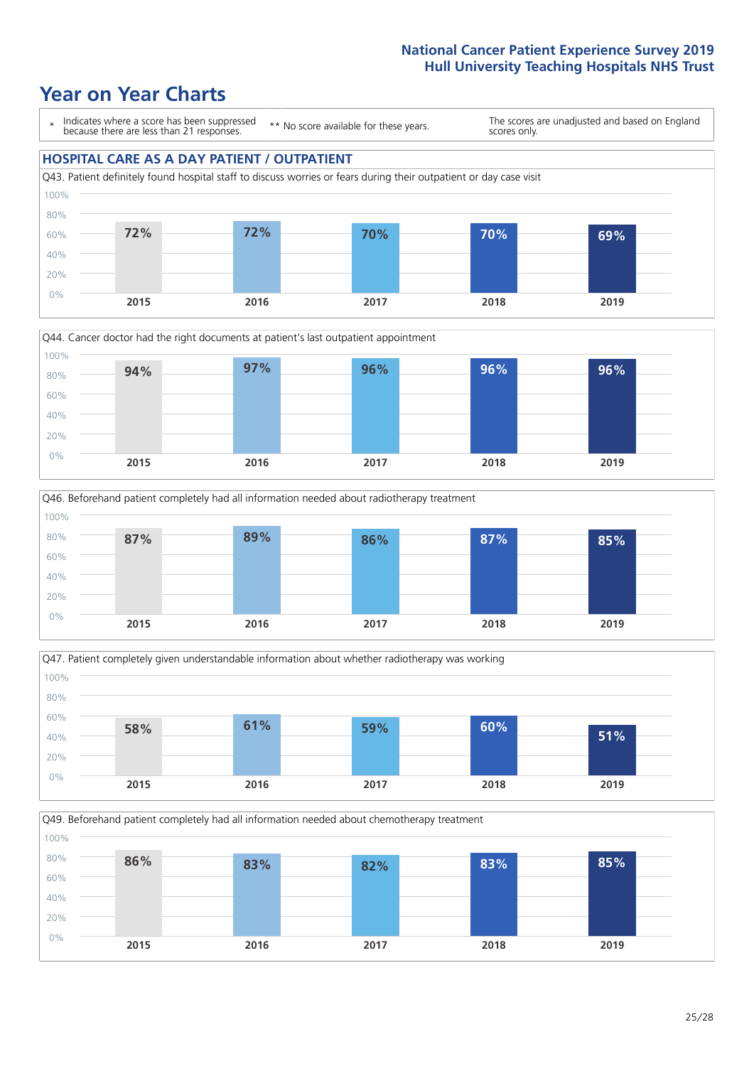# Year on Year Charts

\* Indicates where a score has been suppressed because there are less than 21 responses.

** No score available for these years.

The scores are unadjusted and based on England scores only.

## HOSPITAL CARE AS A DAY PATIENT / OUTPATIENT

Q43. Patient definitely found hospital staff to discuss worries or fears during their outpatient or day case visit

| 2015 | 2016 | 2017 | 2018 | 2019 |
|---|---|---|---|---|
| 72% | 72% | 70% | 70% | 69% |

Q44. Cancer doctor had the right documents at patient's last outpatient appointment

| 2015 | 2016 | 2017 | 2018 | 2019 |
|---|---|---|---|---|
| 94% | 97% | 96% | 96% | 96% |

Q46. Beforehand patient completely had all information needed about radiotherapy treatment

| 2015 | 2016 | 2017 | 2018 | 2019 |
|---|---|---|---|---|
| 87% | 89% | 86% | 87% | 85% |

Q47. Patient completely given understandable information about whether radiotherapy was working

| 2015 | 2016 | 2017 | 2018 | 2019 |
|---|---|---|---|---|
| 58% | 61% | 59% | 60% | 51% |

Q49. Beforehand patient completely had all information needed about chemotherapy treatment

| 2015 | 2016 | 2017 | 2018 | 2019 |
|---|---|---|---|---|
| 86% | 83% | 82% | 83% | 85% |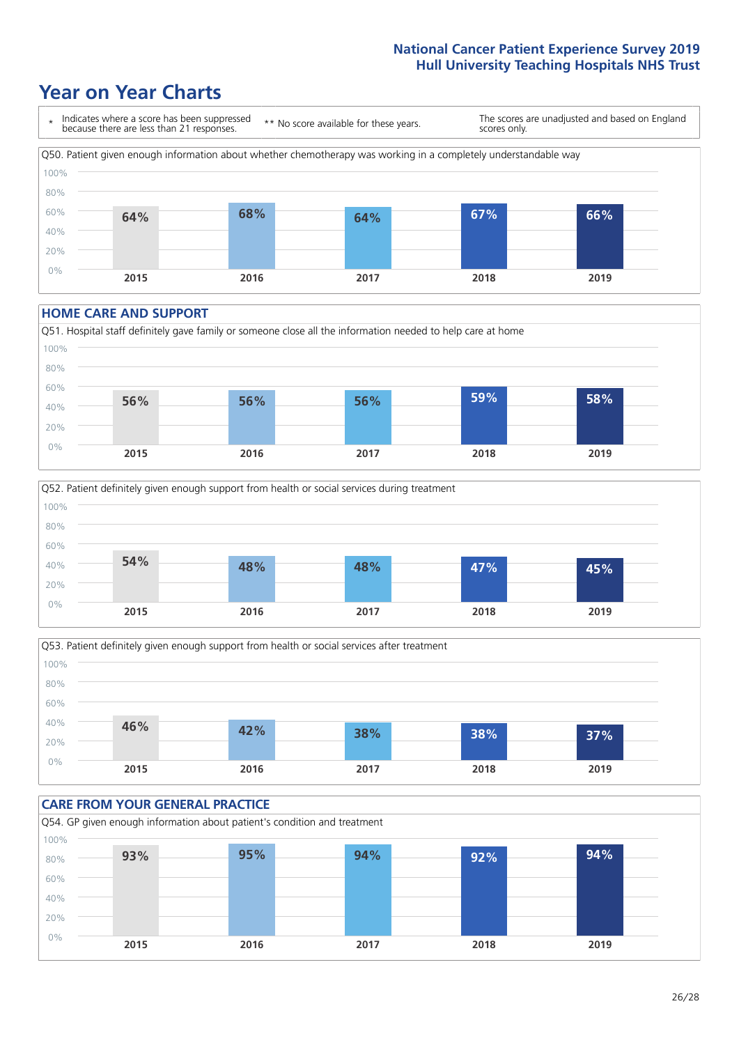# Year on Year Charts

\* Indicates where a score has been suppressed because there are less than 21 responses.

\*\* No score available for these years.

The scores are unadjusted and based on England scores only.

Q50. Patient given enough information about whether chemotherapy was working in a completely understandable way

| 2015 | 2016 | 2017 | 2018 | 2019 |
|---|---|---|---|---|
| 64% | 68% | 64% | 67% | 66% |

## HOME CARE AND SUPPORT

Q51. Hospital staff definitely gave family or someone close all the information needed to help care at home

| 2015 | 2016 | 2017 | 2018 | 2019 |
|---|---|---|---|---|
| 56% | 56% | 56% | 59% | 58% |

Q52. Patient definitely given enough support from health or social services during treatment

| 2015 | 2016 | 2017 | 2018 | 2019 |
|---|---|---|---|---|
| 54% | 48% | 48% | 47% | 45% |

Q53. Patient definitely given enough support from health or social services after treatment

| 2015 | 2016 | 2017 | 2018 | 2019 |
|---|---|---|---|---|
| 46% | 42% | 38% | 38% | 37% |

## CARE FROM YOUR GENERAL PRACTICE

Q54. GP given enough information about patient's condition and treatment

| 2015 | 2016 | 2017 | 2018 | 2019 |
|---|---|---|---|---|
| 93% | 95% | 94% | 92% | 94% |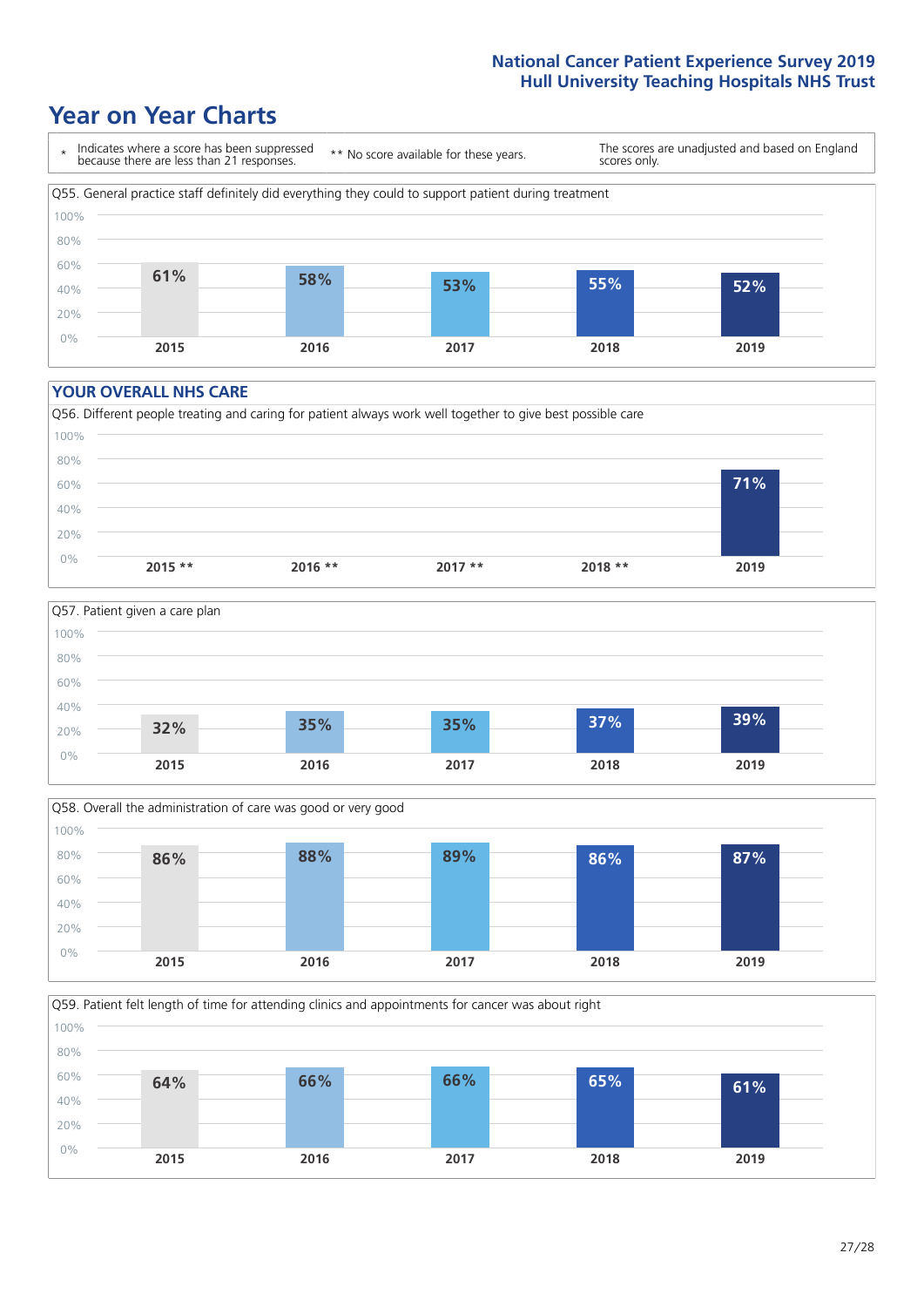# Year on Year Charts

\* Indicates where a score has been suppressed because there are less than 21 responses.

\*\* No score available for these years.

The scores are unadjusted and based on England scores only.

Q55. General practice staff definitely did everything they could to support patient during treatment

| 2015 | 2016 | 2017 | 2018 | 2019 |
|---|---|---|---|---|
| 61% | 58% | 53% | 55% | 52% |

## YOUR OVERALL NHS CARE

Q56. Different people treating and caring for patient always work well together to give best possible care

| 2015 ** | 2016 ** | 2017 ** | 2018 ** | 2019 |
|---|---|---|---|---|
| | | | | 71% |

Q57. Patient given a care plan

| 2015 | 2016 | 2017 | 2018 | 2019 |
|---|---|---|---|---|
| 32% | 35% | 35% | 37% | 39% |

Q58. Overall the administration of care was good or very good

| 2015 | 2016 | 2017 | 2018 | 2019 |
|---|---|---|---|---|
| 86% | 88% | 89% | 86% | 87% |

Q59. Patient felt length of time for attending clinics and appointments for cancer was about right

| 2015 | 2016 | 2017 | 2018 | 2019 |
|---|---|---|---|---|
| 64% | 66% | 66% | 65% | 61% |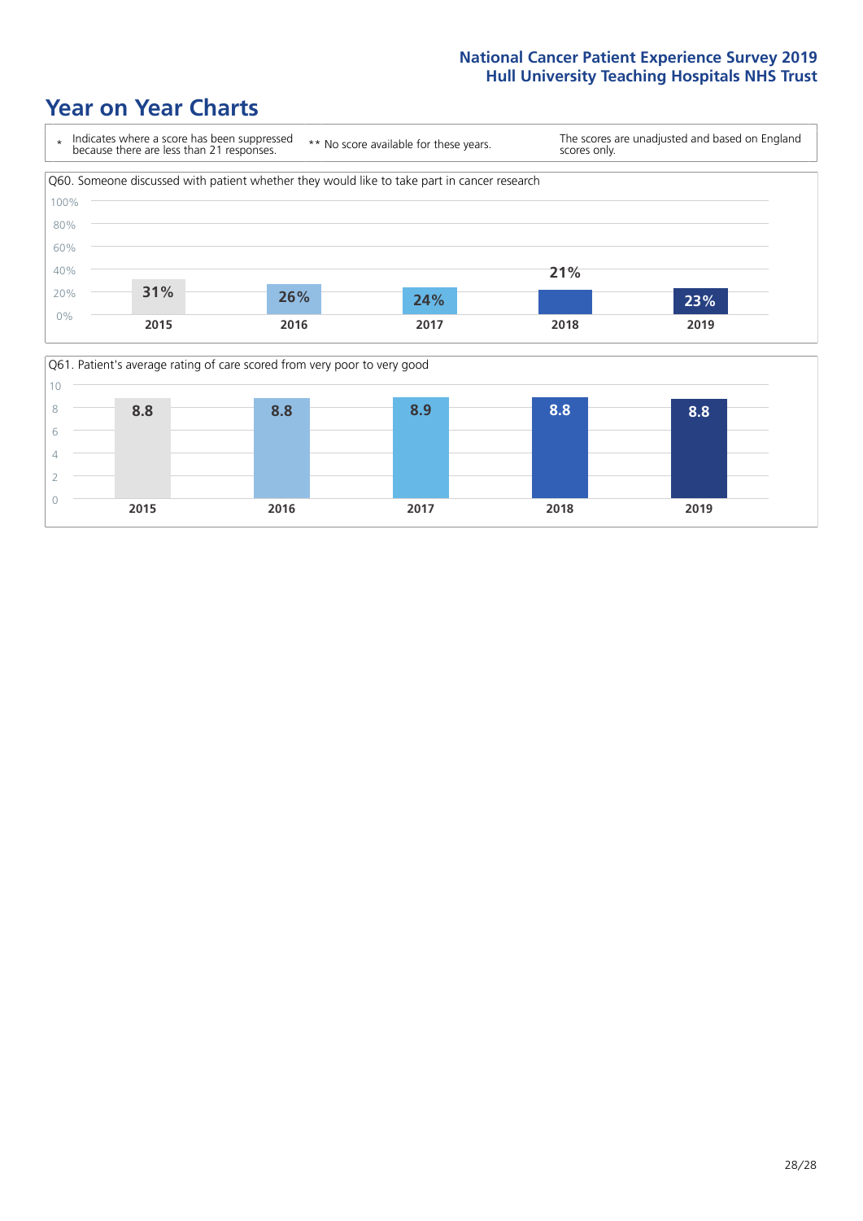# Year on Year Charts

\* Indicates where a score has been suppressed because there are less than 21 responses.

\*\* No score available for these years.

The scores are unadjusted and based on England scores only.

Q60. Someone discussed with patient whether they would like to take part in cancer research

100%
80%
60%
40%
20%
0%

31% 2015
26% 2016
24% 2017
21% 2018
23% 2019

Q61. Patient's average rating of care scored from very poor to very good

10
8
6
4
2
0

8.8 2015
8.8 2016
8.9 2017
8.8 2018
8.8 2019